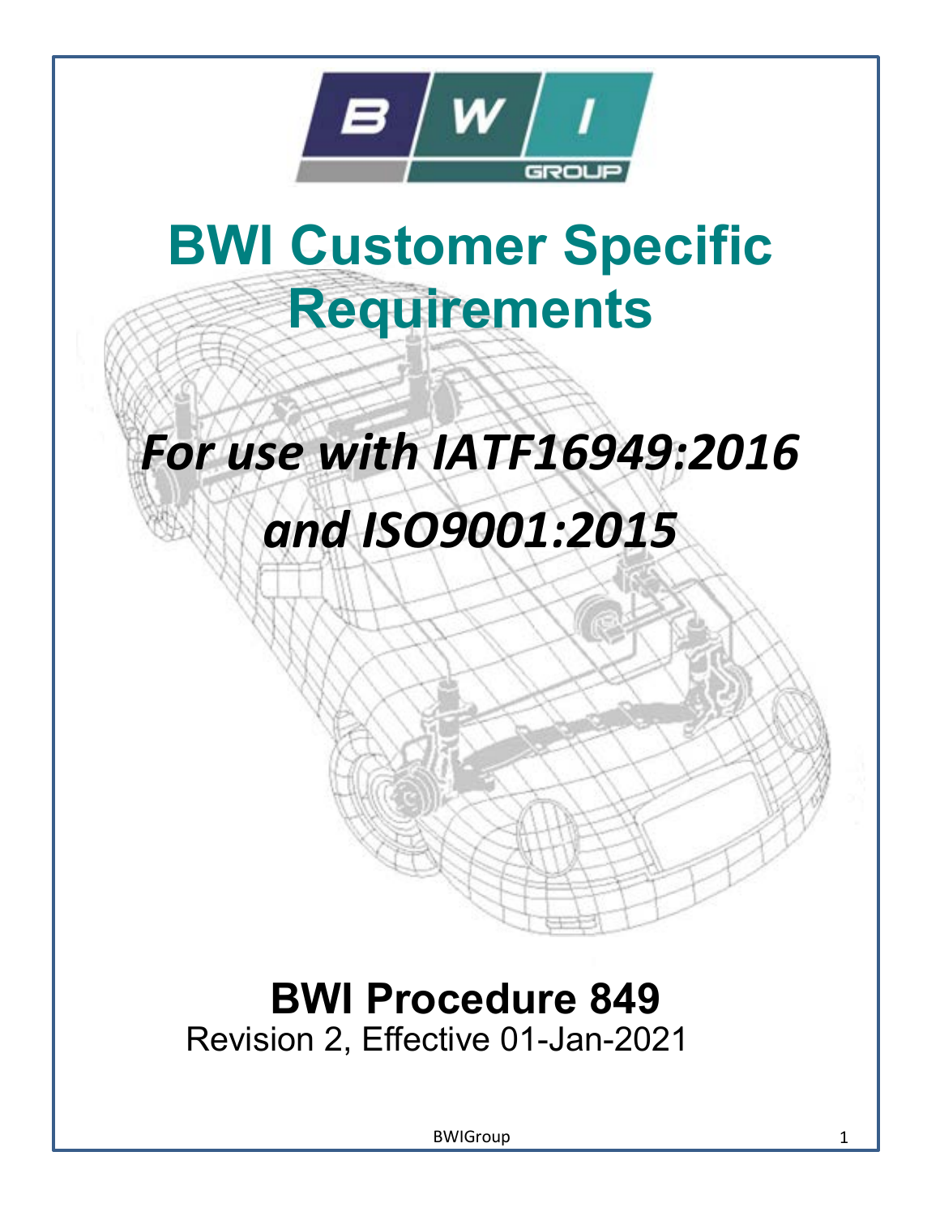# BWI Customer Specific Requirements

## *For use with IATF16949:2016 and ISO9001:2015*

**BWI Procedure 849**

Revision 2, Effective 01-Jan-2021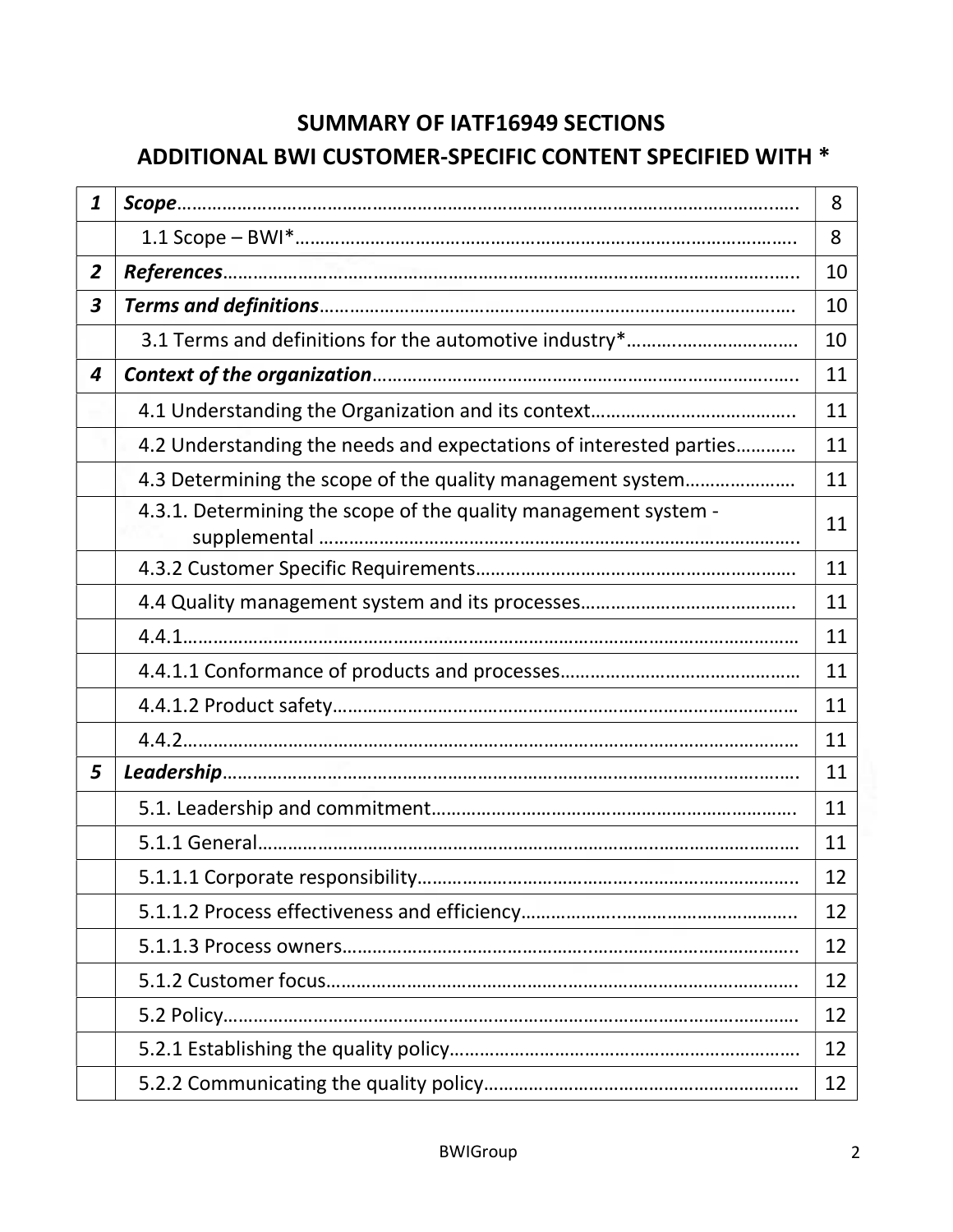# SUMMARY OF IATF16949 SECTIONS

## ADDITIONAL BWI CUSTOMER-SPECIFIC CONTENT SPECIFIED WITH *

| | | |
|---|---|---|
| ***1*** | ***Scope***…………………………………………………………………………………………… | 8 |
| | 1.1 Scope – BWI*……………………………………………………………………………… | 8 |
| ***2*** | ***References***……………………………………………………………………………………… | 10 |
| ***3*** | ***Terms and definitions***………………………………………………………………………… | 10 |
| | 3.1 Terms and definitions for the automotive industry*…………………………… | 10 |
| ***4*** | ***Context of the organization***…………………………………………………………………… | 11 |
| | 4.1 Understanding the Organization and its context………………………………… | 11 |
| | 4.2 Understanding the needs and expectations of interested parties………… | 11 |
| | 4.3 Determining the scope of the quality management system………………… | 11 |
| | 4.3.1. Determining the scope of the quality management system - supplemental ……………………………………………………………………………… | 11 |
| | 4.3.2 Customer Specific Requirements……………………………………………… | 11 |
| | 4.4 Quality management system and its processes…………………………………. | 11 |
| | 4.4.1……………………………………………………………………………………………… | 11 |
| | 4.4.1.1 Conformance of products and processes…………………………………… | 11 |
| | 4.4.1.2 Product safety…………………………………………………………………… | 11 |
| | 4.4.2……………………………………………………………………………………………… | 11 |
| ***5*** | ***Leadership***…………………………………………………………………………………………… | 11 |
| | 5.1. Leadership and commitment………………………………………………………… | 11 |
| | 5.1.1 General………………………………………………………………………………… | 11 |
| | 5.1.1.1 Corporate responsibility………………………………………………………… | 12 |
| | 5.1.1.2 Process effectiveness and efficiency………………………………………… | 12 |
| | 5.1.1.3 Process owners…………………………………………………………………… | 12 |
| | 5.1.2 Customer focus………………………………………………………………………… | 12 |
| | 5.2 Policy…………………………………………………………………………………………… | 12 |
| | 5.2.1 Establishing the quality policy……………………………………………………… | 12 |
| | 5.2.2 Communicating the quality policy………………………………………………… | 12 |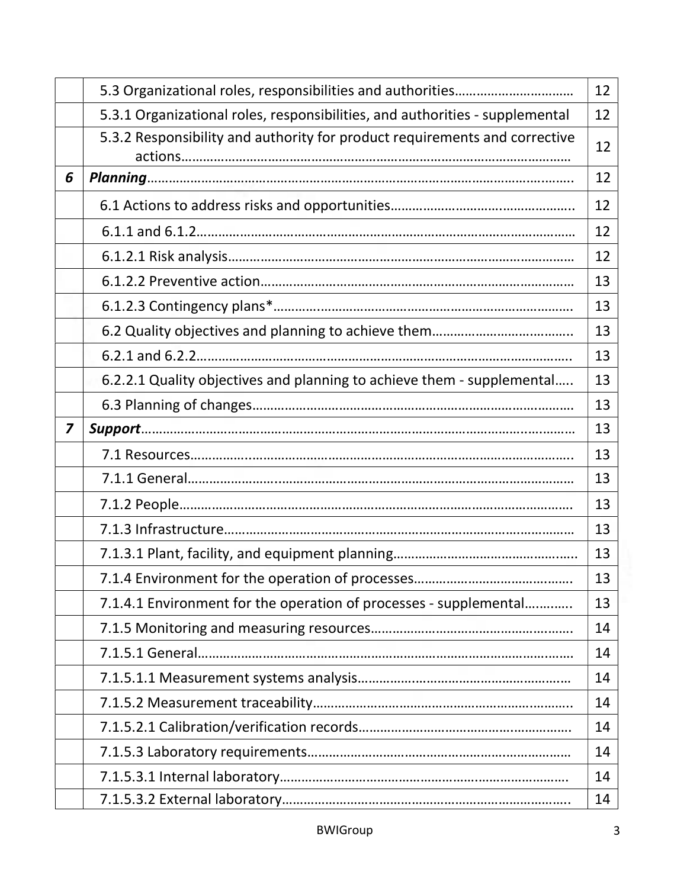| | | |
|---|---|---|
| | 5.3 Organizational roles, responsibilities and authorities…………………………… | 12 |
| | 5.3.1 Organizational roles, responsibilities, and authorities - supplemental | 12 |
| | 5.3.2 Responsibility and authority for product requirements and corrective actions……………………………………………………………………………………… | 12 |
| ***6*** | ***Planning***……………………………………………………………………………………………… | 12 |
| | 6.1 Actions to address risks and opportunities…………………………………………. | 12 |
| | 6.1.1 and 6.1.2……………………………………………………………………………………… | 12 |
| | 6.1.2.1 Risk analysis………………………………………………………………………………… | 12 |
| | 6.1.2.2 Preventive action………………………………………………………………………… | 13 |
| | 6.1.2.3 Contingency plans*……………………………………………………………………… | 13 |
| | 6.2 Quality objectives and planning to achieve them………………………………... | 13 |
| | 6.2.1 and 6.2.2……………………………………………………………………………………. | 13 |
| | 6.2.2.1 Quality objectives and planning to achieve them - supplemental….. | 13 |
| | 6.3 Planning of changes…………………………………………………………………………… | 13 |
| ***7*** | ***Support***……………………………………………………………………………………………… | 13 |
| | 7.1 Resources……………………………………………………………………………………….. | 13 |
| | 7.1.1 General……………………………………………………………………………………… | 13 |
| | 7.1.2 People………………………………………………………………………………………. | 13 |
| | 7.1.3 Infrastructure……………………………………………………………………………… | 13 |
| | 7.1.3.1 Plant, facility, and equipment planning…………………………………………. | 13 |
| | 7.1.4 Environment for the operation of processes……………………………………. | 13 |
| | 7.1.4.1 Environment for the operation of processes - supplemental………... | 13 |
| | 7.1.5 Monitoring and measuring resources……………………………………………. | 14 |
| | 7.1.5.1 General……………………………………………………………………………………… | 14 |
| | 7.1.5.1.1 Measurement systems analysis………………………………………………… | 14 |
| | 7.1.5.2 Measurement traceability……………………………………………………………... | 14 |
| | 7.1.5.2.1 Calibration/verification records……………………………………………… | 14 |
| | 7.1.5.3 Laboratory requirements……………………………………………………………… | 14 |
| | 7.1.5.3.1 Internal laboratory……………………………………………………………………… | 14 |
| | 7.1.5.3.2 External laboratory……………………………………………………………………. | 14 |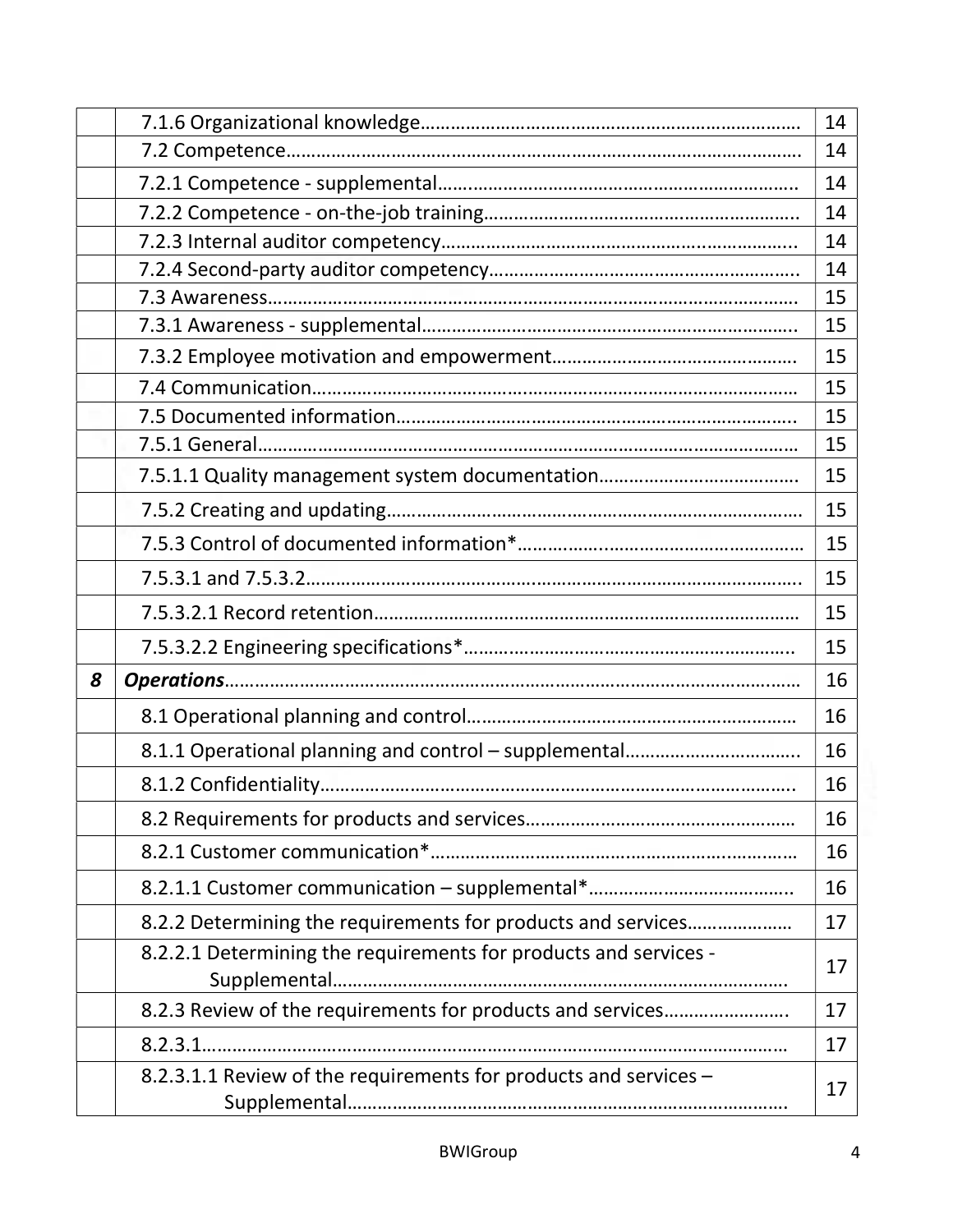| | | |
|---|---|---|
| | 7.1.6 Organizational knowledge………………………………………………………………… | 14 |
| | 7.2 Competence………………………………………………………………………………………… | 14 |
| | 7.2.1 Competence - supplemental……………………………………………………………… | 14 |
| | 7.2.2 Competence - on-the-job training……………………………………………………… | 14 |
| | 7.2.3 Internal auditor competency…………………………………………………………… | 14 |
| | 7.2.4 Second-party auditor competency…………………………………………………… | 14 |
| | 7.3 Awareness……………………………………………………………………………………………… | 15 |
| | 7.3.1 Awareness - supplemental………………………………………………………………… | 15 |
| | 7.3.2 Employee motivation and empowerment……………………………………………… | 15 |
| | 7.4 Communication……………………………………………………………………………………… | 15 |
| | 7.5 Documented information……………………………………………………………………… | 15 |
| | 7.5.1 General………………………………………………………………………………………………… | 15 |
| | 7.5.1.1 Quality management system documentation……………………………………… | 15 |
| | 7.5.2 Creating and updating………………………………………………………………………… | 15 |
| | 7.5.3 Control of documented information*………………………………………………… | 15 |
| | 7.5.3.1 and 7.5.3.2…………………………………………………………………………………… | 15 |
| | 7.5.3.2.1 Record retention…………………………………………………………………………… | 15 |
| | 7.5.3.2.2 Engineering specifications*……………………………………………………… | 15 |
| ***8*** | ***Operations***……………………………………………………………………………………………… | 16 |
| | 8.1 Operational planning and control……………………………………………………… | 16 |
| | 8.1.1 Operational planning and control – supplemental…………………………… | 16 |
| | 8.1.2 Confidentiality……………………………………………………………………………………… | 16 |
| | 8.2 Requirements for products and services……………………………………………… | 16 |
| | 8.2.1 Customer communication*……………………………………………………………… | 16 |
| | 8.2.1.1 Customer communication – supplemental*………………………………… | 16 |
| | 8.2.2 Determining the requirements for products and services………………… | 17 |
| | 8.2.2.1 Determining the requirements for products and services - Supplemental………………………………………………………………………… | 17 |
| | 8.2.3 Review of the requirements for products and services……………………… | 17 |
| | 8.2.3.1…………………………………………………………………………………………………… | 17 |
| | 8.2.3.1.1 Review of the requirements for products and services – Supplemental………………………………………………………………………… | 17 |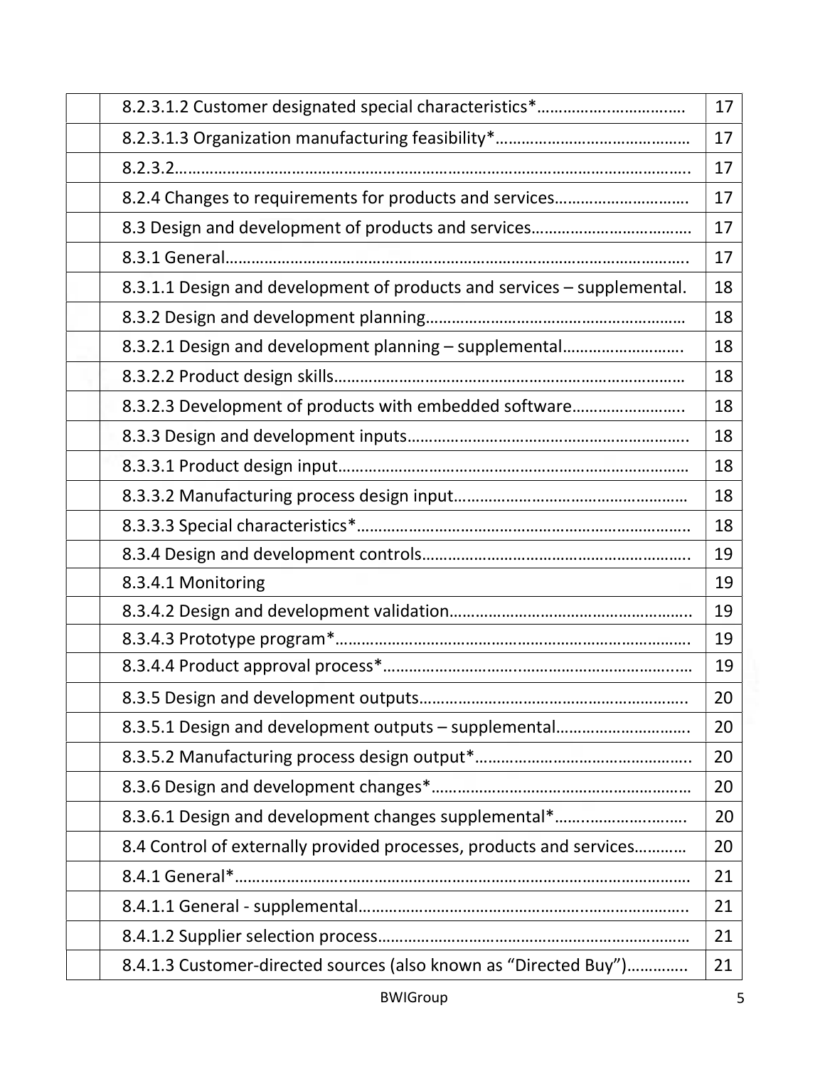| | | |
|---|---|---|
| | 8.2.3.1.2 Customer designated special characteristics*…………………………… | 17 |
| | 8.2.3.1.3 Organization manufacturing feasibility*……………………………………… | 17 |
| | 8.2.3.2……………………………………………………………………………………………………. | 17 |
| | 8.2.4 Changes to requirements for products and services………………………… | 17 |
| | 8.3 Design and development of products and services……………………………… | 17 |
| | 8.3.1 General……………………………………………………………………………………….. | 17 |
| | 8.3.1.1 Design and development of products and services – supplemental. | 18 |
| | 8.3.2 Design and development planning…………………………………………………… | 18 |
| | 8.3.2.1 Design and development planning – supplemental……………………… | 18 |
| | 8.3.2.2 Product design skills……………………………………………………………………… | 18 |
| | 8.3.2.3 Development of products with embedded software……………………… | 18 |
| | 8.3.3 Design and development inputs………………………………………………………. | 18 |
| | 8.3.3.1 Product design input……………………………………………………………………… | 18 |
| | 8.3.3.2 Manufacturing process design input……………………………………………… | 18 |
| | 8.3.3.3 Special characteristics*………………………………………………………………….. | 18 |
| | 8.3.4 Design and development controls……………………………………………………. | 19 |
| | 8.3.4.1 Monitoring | 19 |
| | 8.3.4.2 Design and development validation………………………………………………. | 19 |
| | 8.3.4.3 Prototype program*………………………………………………………………………. | 19 |
| | 8.3.4.4 Product approval process*……………………………………………………………… | 19 |
| | 8.3.5 Design and development outputs……………………………………………………. | 20 |
| | 8.3.5.1 Design and development outputs – supplemental………………………… | 20 |
| | 8.3.5.2 Manufacturing process design output*…………………………………………. | 20 |
| | 8.3.6 Design and development changes*…………………………………………………… | 20 |
| | 8.3.6.1 Design and development changes supplemental*……………………….. | 20 |
| | 8.4 Control of externally provided processes, products and services………… | 20 |
| | 8.4.1 General*……………………………………………………………………………………….. | 21 |
| | 8.4.1.1 General - supplemental………………………………………………………………….. | 21 |
| | 8.4.1.2 Supplier selection process……………………………………………………………… | 21 |
| | 8.4.1.3 Customer-directed sources (also known as "Directed Buy")…………. | 21 |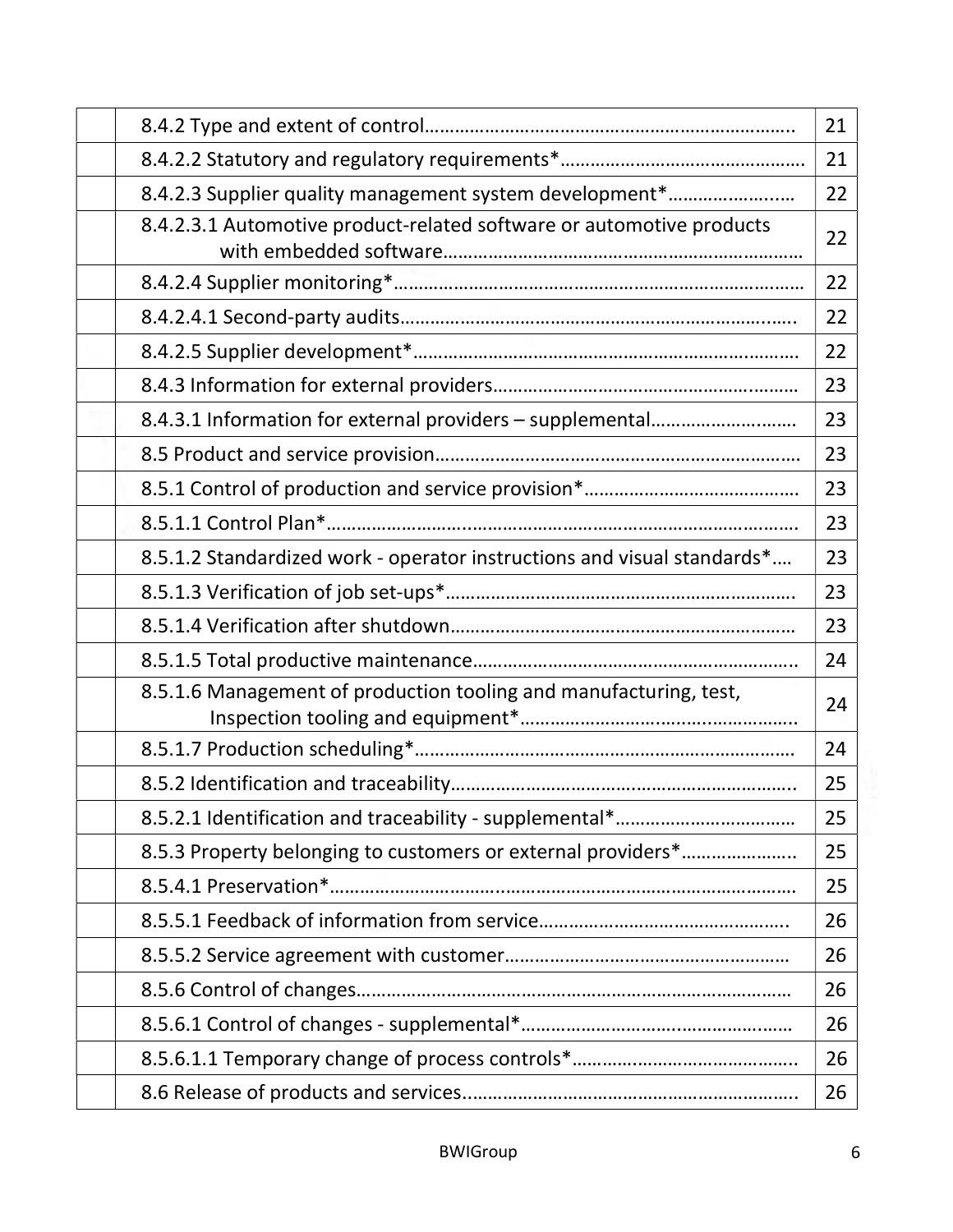| | | |
|---|---|---|
| | 8.4.2 Type and extent of control………………………………………………………………. | 21 |
| | 8.4.2.2 Statutory and regulatory requirements*…………………………………………. | 21 |
| | 8.4.2.3 Supplier quality management system development*…………………..… | 22 |
| | 8.4.2.3.1 Automotive product-related software or automotive products with embedded software……………………………………………………………… | 22 |
| | 8.4.2.4 Supplier monitoring*……………………………………………………………………… | 22 |
| | 8.4.2.4.1 Second-party audits……………………………………………………………….…. | 22 |
| | 8.4.2.5 Supplier development*…………………………………………………………….…… | 22 |
| | 8.4.3 Information for external providers…………………………………………….……… | 23 |
| | 8.4.3.1 Information for external providers – supplemental………………………… | 23 |
| | 8.5 Product and service provision……………………………………………………………… | 23 |
| | 8.5.1 Control of production and service provision*…………………………………… | 23 |
| | 8.5.1.1 Control Plan*……………………………………………………………………………… | 23 |
| | 8.5.1.2 Standardized work - operator instructions and visual standards*…. | 23 |
| | 8.5.1.3 Verification of job set-ups*…………………………………………………………. | 23 |
| | 8.5.1.4 Verification after shutdown…………………………………………………………… | 23 |
| | 8.5.1.5 Total productive maintenance……………………………………………………….. | 24 |
| | 8.5.1.6 Management of production tooling and manufacturing, test, Inspection tooling and equipment*…………………………….………………. | 24 |
| | 8.5.1.7 Production scheduling*…………………………………………………………………… | 24 |
| | 8.5.2 Identification and traceability………………………………………………………….. | 25 |
| | 8.5.2.1 Identification and traceability - supplemental*…………………………….… | 25 |
| | 8.5.3 Property belonging to customers or external providers*………………….. | 25 |
| | 8.5.4.1 Preservation*……………………………………………………………………………… | 25 |
| | 8.5.5.1 Feedback of information from service…………………………………………. | 26 |
| | 8.5.5.2 Service agreement with customer…………………………………………………… | 26 |
| | 8.5.6 Control of changes…………………………………………………………………………… | 26 |
| | 8.5.6.1 Control of changes - supplemental*…………………………………….……… | 26 |
| | 8.5.6.1.1 Temporary change of process controls*……………………………………….. | 26 |
| | 8.6 Release of products and services…………………………………………………………. | 26 |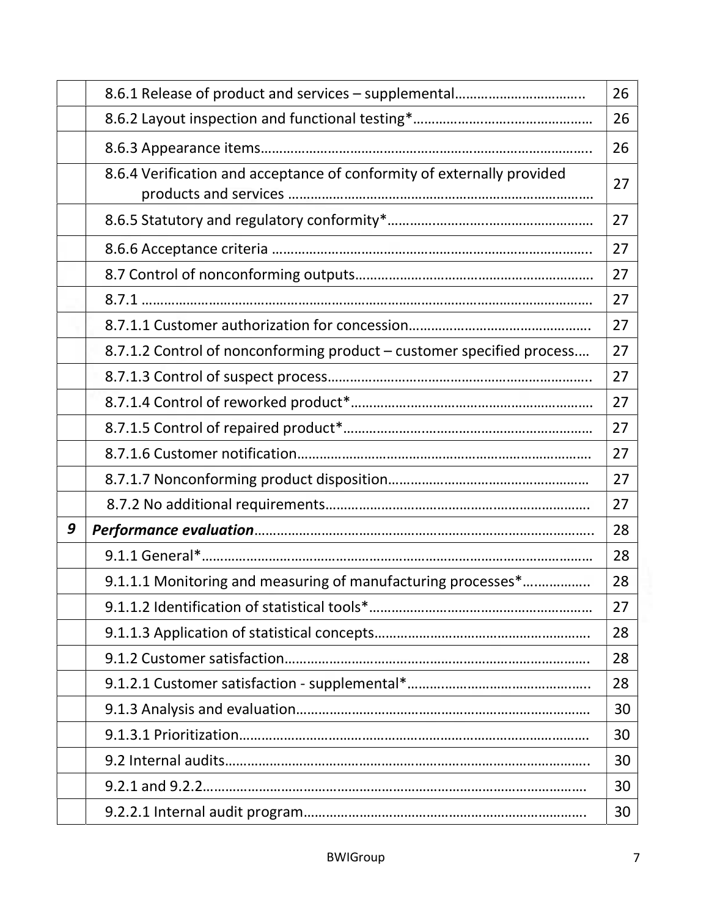| | | |
|---|---|---|
| | 8.6.1 Release of product and services – supplemental…………………………… | 26 |
| | 8.6.2 Layout inspection and functional testing*………………………………………… | 26 |
| | 8.6.3 Appearance items……………………………………………………………………….. | 26 |
| | 8.6.4 Verification and acceptance of conformity of externally provided products and services ……………………………………………………………………… | 27 |
| | 8.6.5 Statutory and regulatory conformity*……………………………………………… | 27 |
| | 8.6.6 Acceptance criteria ………………………………………………………………………….. | 27 |
| | 8.7 Control of nonconforming outputs……………………………………………………. | 27 |
| | 8.7.1 ……………………………………………………………………………………………………… | 27 |
| | 8.7.1.1 Customer authorization for concession………………………………………. | 27 |
| | 8.7.1.2 Control of nonconforming product – customer specified process…. | 27 |
| | 8.7.1.3 Control of suspect process…………………………………………………………... | 27 |
| | 8.7.1.4 Control of reworked product*……………………………………………………… | 27 |
| | 8.7.1.5 Control of repaired product*……………………………………………………… | 27 |
| | 8.7.1.6 Customer notification…………………………………………………………………… | 27 |
| | 8.7.1.7 Nonconforming product disposition…………………………………………… | 27 |
| | 8.7.2 No additional requirements…………………………………………………………… | 27 |
| ***9*** | ***Performance evaluation***………………………………………………………………………. | 28 |
| | 9.1.1 General*……………………………………………………………………………………………… | 28 |
| | 9.1.1.1 Monitoring and measuring of manufacturing processes*……………… | 28 |
| | 9.1.1.2 Identification of statistical tools*………………………………………………… | 27 |
| | 9.1.1.3 Application of statistical concepts………………………………………………. | 28 |
| | 9.1.2 Customer satisfaction……………………………………………………………………… | 28 |
| | 9.1.2.1 Customer satisfaction - supplemental*……………………………………….. | 28 |
| | 9.1.3 Analysis and evaluation…………………………………………………………………… | 30 |
| | 9.1.3.1 Prioritization…………………………………………………………………………………… | 30 |
| | 9.2 Internal audits………………………………………………………………………………………. | 30 |
| | 9.2.1 and 9.2.2……………………………………………………………………………………………… | 30 |
| | 9.2.2.1 Internal audit program…………………………………………………………………. | 30 |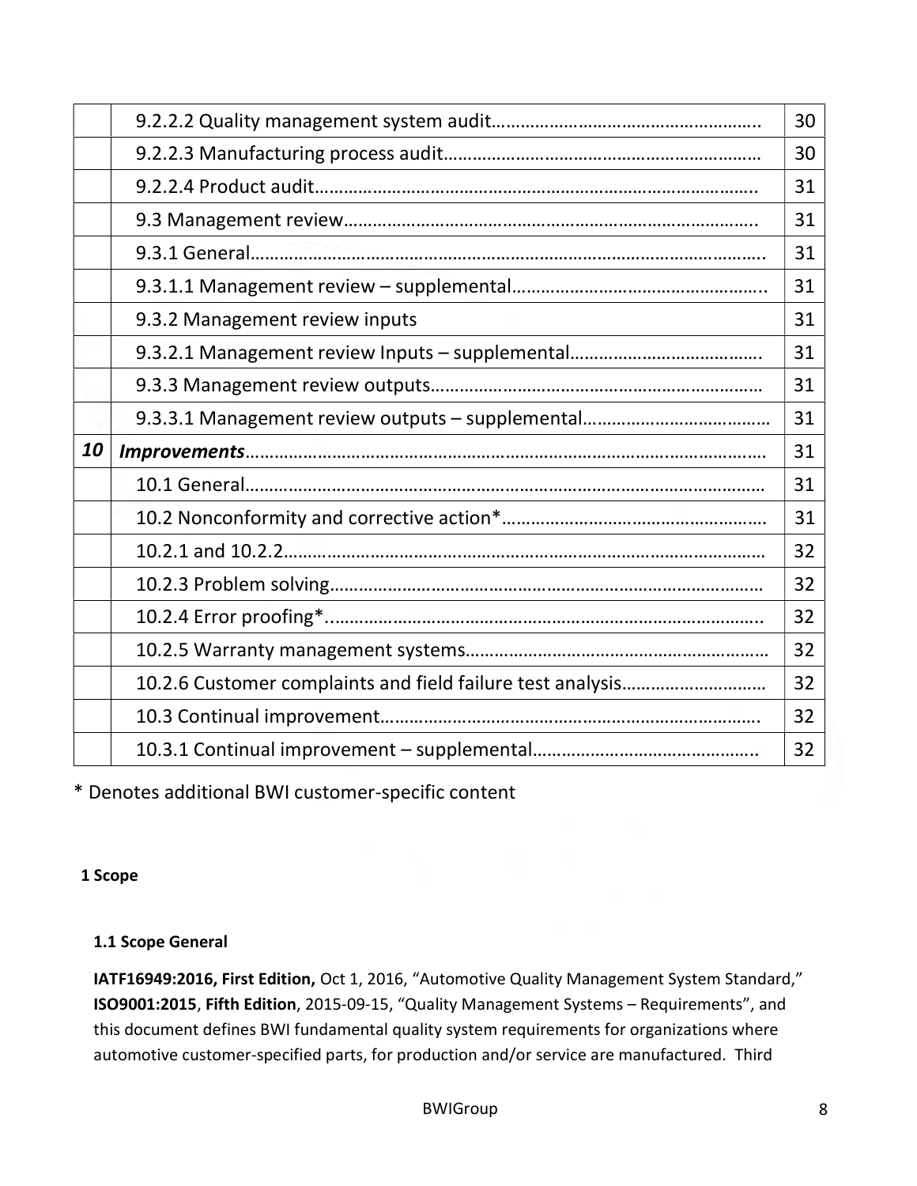| | | |
|---|---|---|
| | 9.2.2.2 Quality management system audit……………………………………………… | 30 |
| | 9.2.2.3 Manufacturing process audit……………………………………………………… | 30 |
| | 9.2.2.4 Product audit……………………………………………………………………………. | 31 |
| | 9.3 Management review………………………………………………………………………. | 31 |
| | 9.3.1 General…………………………………………………………………………………………. | 31 |
| | 9.3.1.1 Management review – supplemental…………………………………………….. | 31 |
| | 9.3.2 Management review inputs | 31 |
| | 9.3.2.1 Management review Inputs – supplemental…………………………………. | 31 |
| | 9.3.3 Management review outputs…………………………………………………………… | 31 |
| | 9.3.3.1 Management review outputs – supplemental………………………………… | 31 |
| ***10*** | ***Improvements***…………………………………………………………………………………… | 31 |
| | 10.1 General……………………………………………………………………………………………… | 31 |
| | 10.2 Nonconformity and corrective action*……………………………………………… | 31 |
| | 10.2.1 and 10.2.2……………………………………………………………………………………… | 32 |
| | 10.2.3 Problem solving……………………………………………………………………………… | 32 |
| | 10.2.4 Error proofing*………………………………………………………………………………. | 32 |
| | 10.2.5 Warranty management systems……………………………………………………… | 32 |
| | 10.2.6 Customer complaints and field failure test analysis……………………… | 32 |
| | 10.3 Continual improvement…………………………………………………………………. | 32 |
| | 10.3.1 Continual improvement – supplemental……………………………………….. | 32 |

\* Denotes additional BWI customer-specific content

## 1 Scope

### 1.1 Scope General

**IATF16949:2016, First Edition,** Oct 1, 2016, "Automotive Quality Management System Standard," **ISO9001:2015**, **Fifth Edition**, 2015-09-15, "Quality Management Systems – Requirements", and this document defines BWI fundamental quality system requirements for organizations where automotive customer-specified parts, for production and/or service are manufactured. Third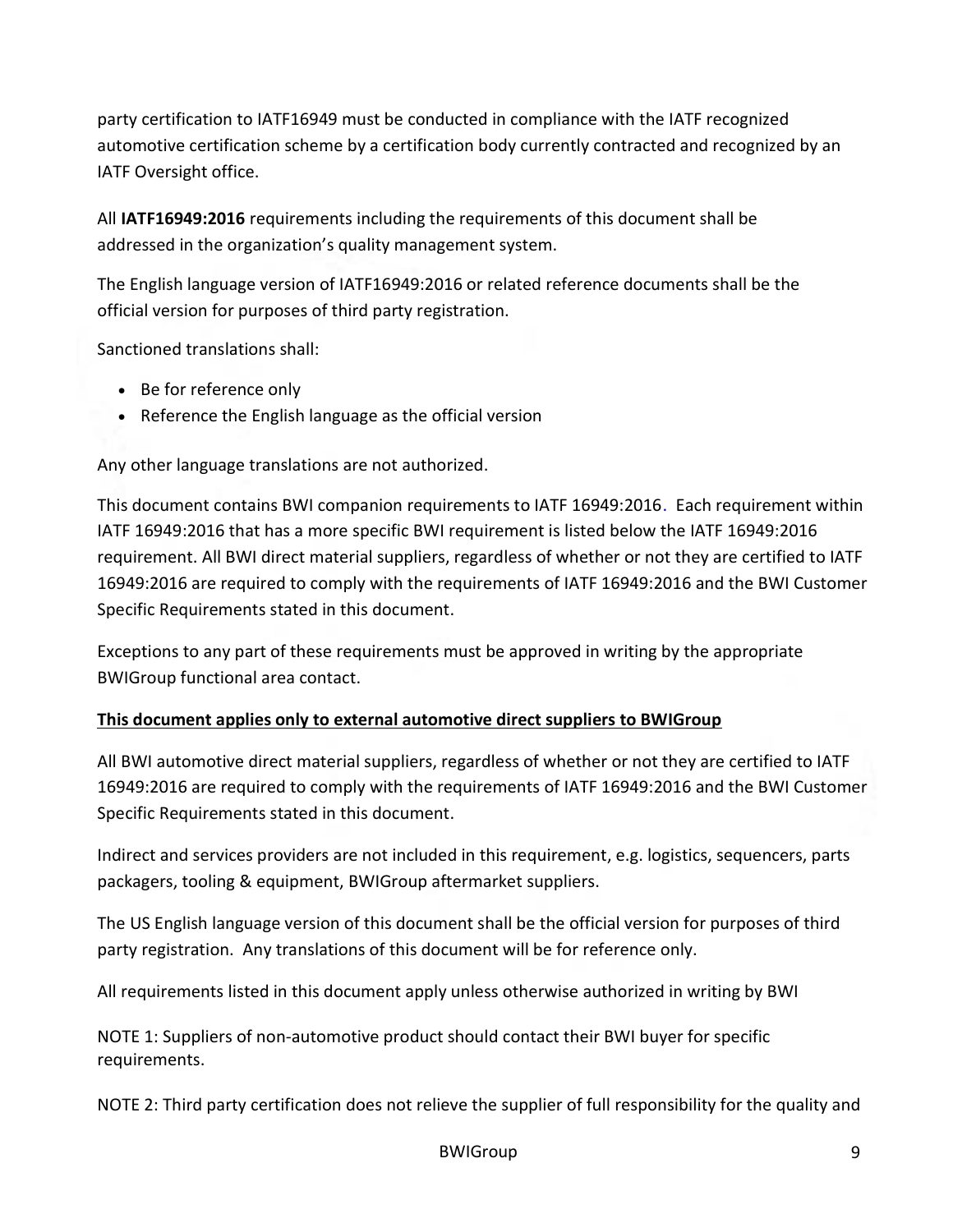party certification to IATF16949 must be conducted in compliance with the IATF recognized automotive certification scheme by a certification body currently contracted and recognized by an IATF Oversight office.

All **IATF16949:2016** requirements including the requirements of this document shall be addressed in the organization's quality management system.

The English language version of IATF16949:2016 or related reference documents shall be the official version for purposes of third party registration.

Sanctioned translations shall:

- Be for reference only
- Reference the English language as the official version

Any other language translations are not authorized.

This document contains BWI companion requirements to IATF 16949:2016. Each requirement within IATF 16949:2016 that has a more specific BWI requirement is listed below the IATF 16949:2016 requirement. All BWI direct material suppliers, regardless of whether or not they are certified to IATF 16949:2016 are required to comply with the requirements of IATF 16949:2016 and the BWI Customer Specific Requirements stated in this document.

Exceptions to any part of these requirements must be approved in writing by the appropriate BWIGroup functional area contact.

**<u>This document applies only to external automotive direct suppliers to BWIGroup</u>**

All BWI automotive direct material suppliers, regardless of whether or not they are certified to IATF 16949:2016 are required to comply with the requirements of IATF 16949:2016 and the BWI Customer Specific Requirements stated in this document.

Indirect and services providers are not included in this requirement, e.g. logistics, sequencers, parts packagers, tooling & equipment, BWIGroup aftermarket suppliers.

The US English language version of this document shall be the official version for purposes of third party registration. Any translations of this document will be for reference only.

All requirements listed in this document apply unless otherwise authorized in writing by BWI

NOTE 1: Suppliers of non-automotive product should contact their BWI buyer for specific requirements.

NOTE 2: Third party certification does not relieve the supplier of full responsibility for the quality and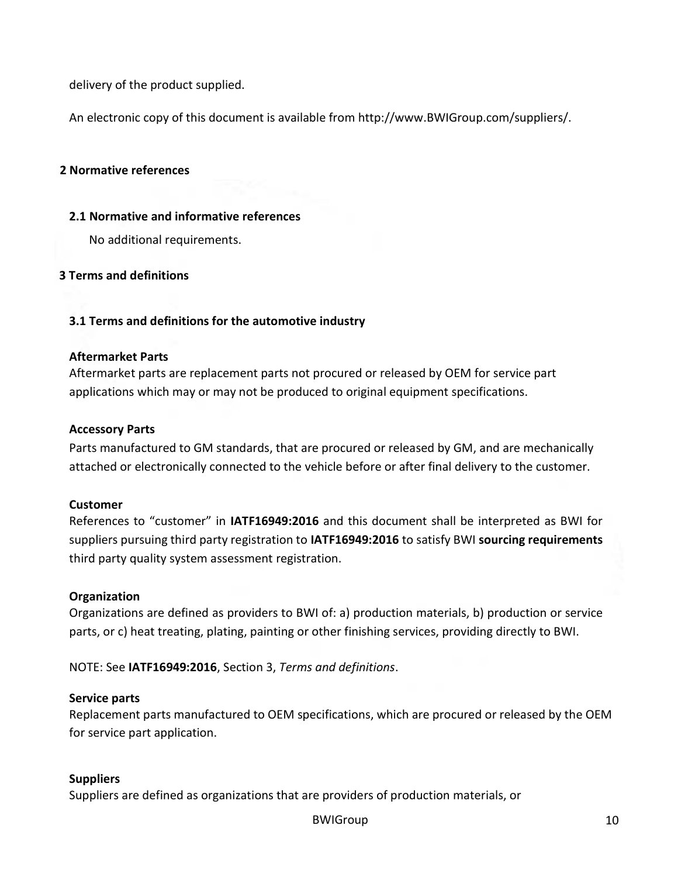delivery of the product supplied.

An electronic copy of this document is available from http://www.BWIGroup.com/suppliers/.

## 2 Normative references

### 2.1 Normative and informative references

No additional requirements.

## 3 Terms and definitions

### 3.1 Terms and definitions for the automotive industry

**Aftermarket Parts**
Aftermarket parts are replacement parts not procured or released by OEM for service part applications which may or may not be produced to original equipment specifications.

**Accessory Parts**
Parts manufactured to GM standards, that are procured or released by GM, and are mechanically attached or electronically connected to the vehicle before or after final delivery to the customer.

**Customer**
References to "customer" in **IATF16949:2016** and this document shall be interpreted as BWI for suppliers pursuing third party registration to **IATF16949:2016** to satisfy BWI **sourcing requirements** third party quality system assessment registration.

**Organization**
Organizations are defined as providers to BWI of: a) production materials, b) production or service parts, or c) heat treating, plating, painting or other finishing services, providing directly to BWI.

NOTE: See **IATF16949:2016**, Section 3, *Terms and definitions*.

**Service parts**
Replacement parts manufactured to OEM specifications, which are procured or released by the OEM for service part application.

**Suppliers**
Suppliers are defined as organizations that are providers of production materials, or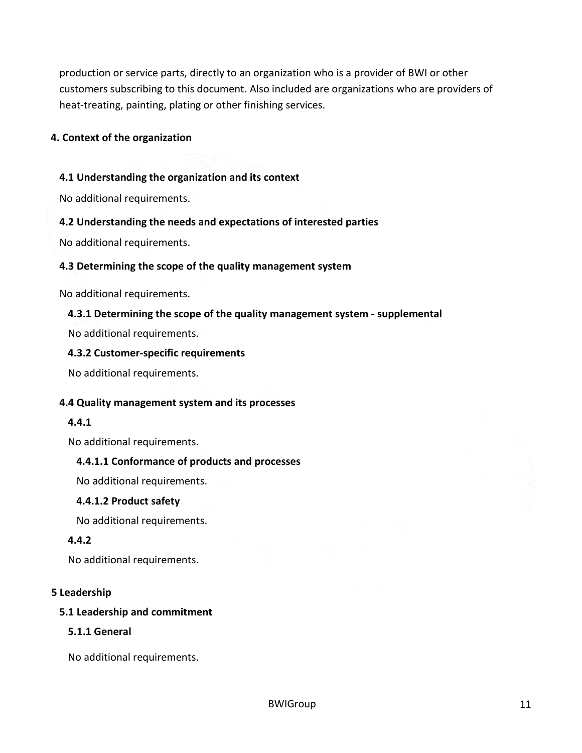production or service parts, directly to an organization who is a provider of BWI or other customers subscribing to this document. Also included are organizations who are providers of heat-treating, painting, plating or other finishing services.

# 4. Context of the organization

## 4.1 Understanding the organization and its context

No additional requirements.

## 4.2 Understanding the needs and expectations of interested parties

No additional requirements.

## 4.3 Determining the scope of the quality management system

No additional requirements.

### 4.3.1 Determining the scope of the quality management system - supplemental

No additional requirements.

### 4.3.2 Customer-specific requirements

No additional requirements.

## 4.4 Quality management system and its processes

### 4.4.1

No additional requirements.

#### 4.4.1.1 Conformance of products and processes

No additional requirements.

#### 4.4.1.2 Product safety

No additional requirements.

### 4.4.2

No additional requirements.

# 5 Leadership

## 5.1 Leadership and commitment

### 5.1.1 General

No additional requirements.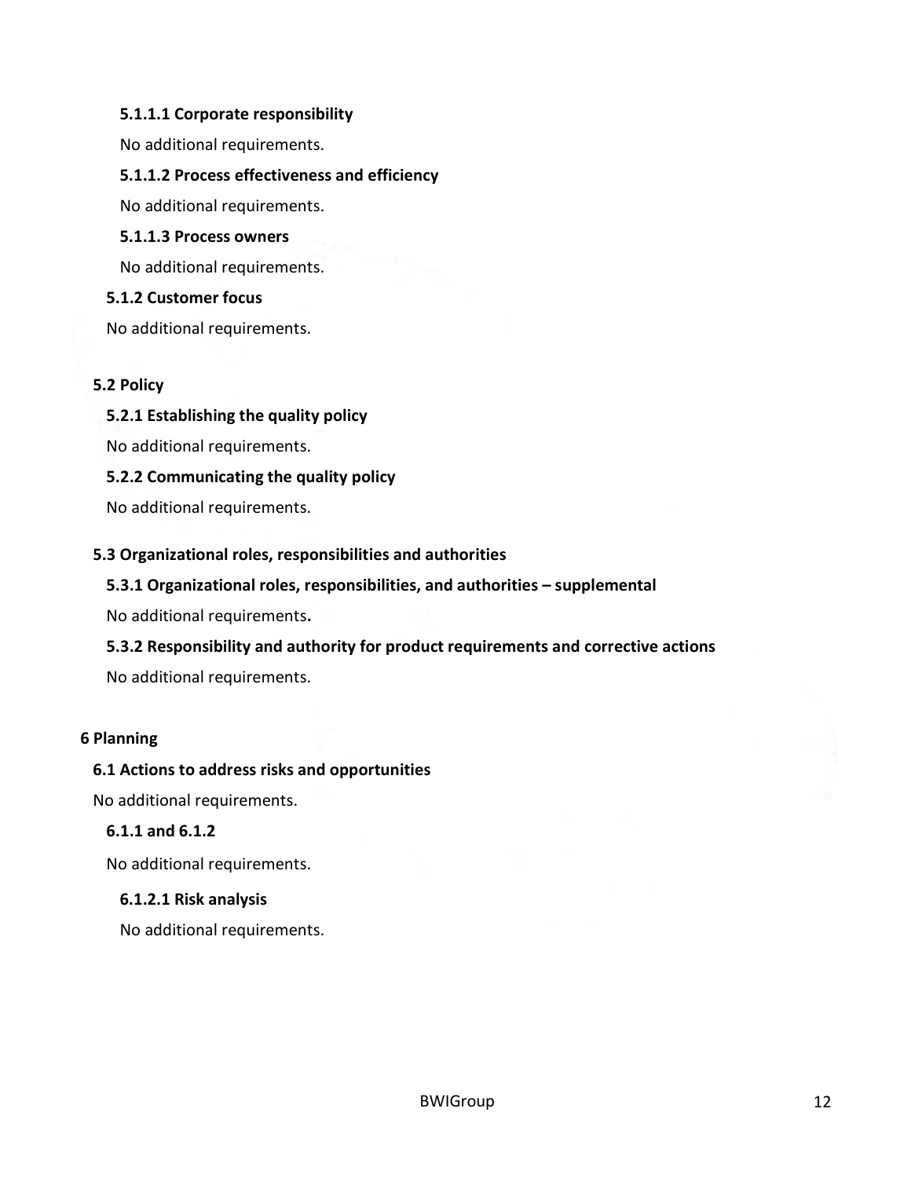#### 5.1.1.1 Corporate responsibility

No additional requirements.

#### 5.1.1.2 Process effectiveness and efficiency

No additional requirements.

#### 5.1.1.3 Process owners

No additional requirements.

### 5.1.2 Customer focus

No additional requirements.

## 5.2 Policy

### 5.2.1 Establishing the quality policy

No additional requirements.

### 5.2.2 Communicating the quality policy

No additional requirements.

## 5.3 Organizational roles, responsibilities and authorities

### 5.3.1 Organizational roles, responsibilities, and authorities – supplemental

No additional requirements.

### 5.3.2 Responsibility and authority for product requirements and corrective actions

No additional requirements.

# 6 Planning

## 6.1 Actions to address risks and opportunities

No additional requirements.

### 6.1.1 and 6.1.2

No additional requirements.

#### 6.1.2.1 Risk analysis

No additional requirements.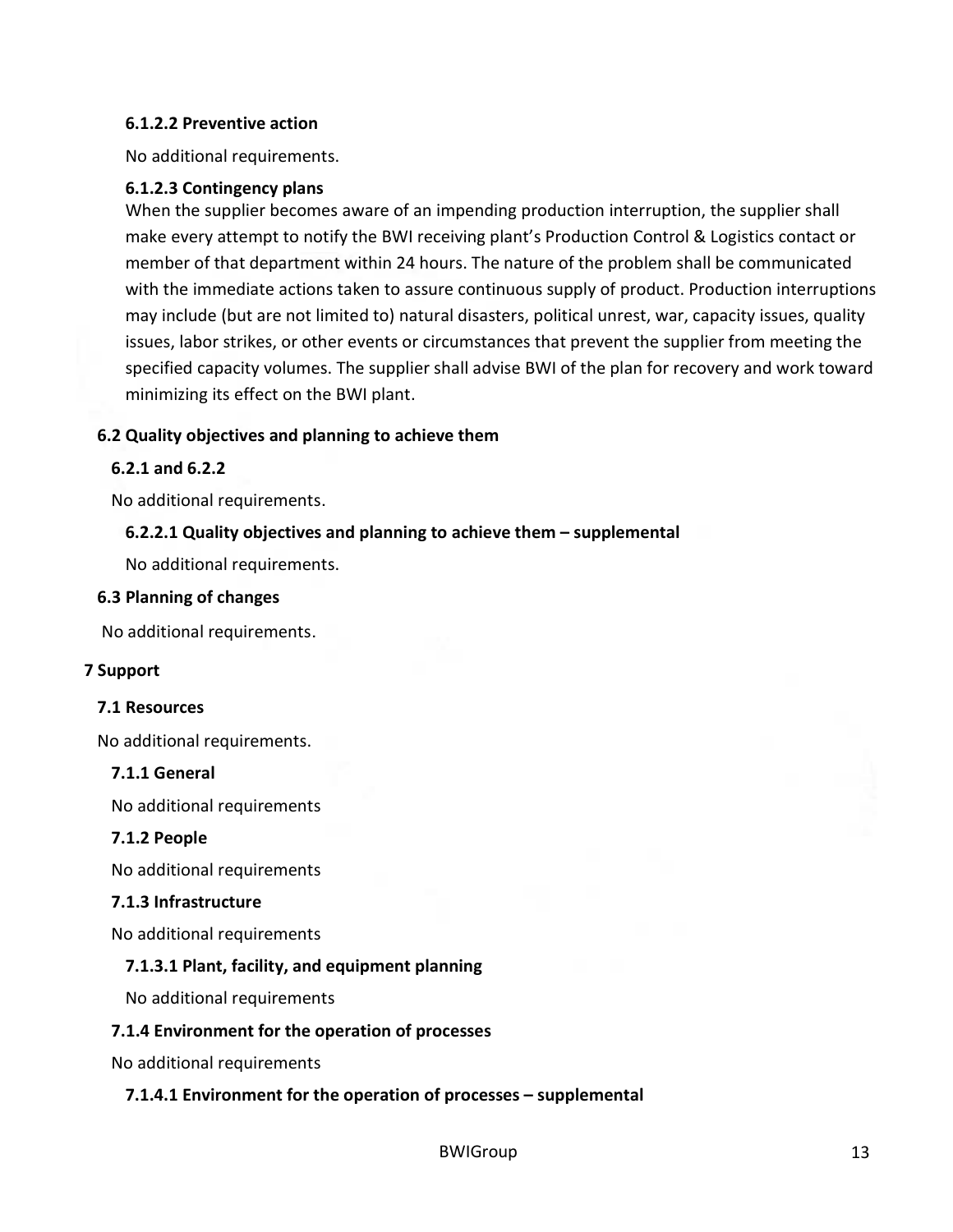#### 6.1.2.2 Preventive action

No additional requirements.

#### 6.1.2.3 Contingency plans

When the supplier becomes aware of an impending production interruption, the supplier shall make every attempt to notify the BWI receiving plant's Production Control & Logistics contact or member of that department within 24 hours. The nature of the problem shall be communicated with the immediate actions taken to assure continuous supply of product. Production interruptions may include (but are not limited to) natural disasters, political unrest, war, capacity issues, quality issues, labor strikes, or other events or circumstances that prevent the supplier from meeting the specified capacity volumes. The supplier shall advise BWI of the plan for recovery and work toward minimizing its effect on the BWI plant.

## 6.2 Quality objectives and planning to achieve them

### 6.2.1 and 6.2.2

No additional requirements.

#### 6.2.2.1 Quality objectives and planning to achieve them – supplemental

No additional requirements.

## 6.3 Planning of changes

No additional requirements.

# 7 Support

## 7.1 Resources

No additional requirements.

### 7.1.1 General

No additional requirements

### 7.1.2 People

No additional requirements

### 7.1.3 Infrastructure

No additional requirements

#### 7.1.3.1 Plant, facility, and equipment planning

No additional requirements

### 7.1.4 Environment for the operation of processes

No additional requirements

#### 7.1.4.1 Environment for the operation of processes – supplemental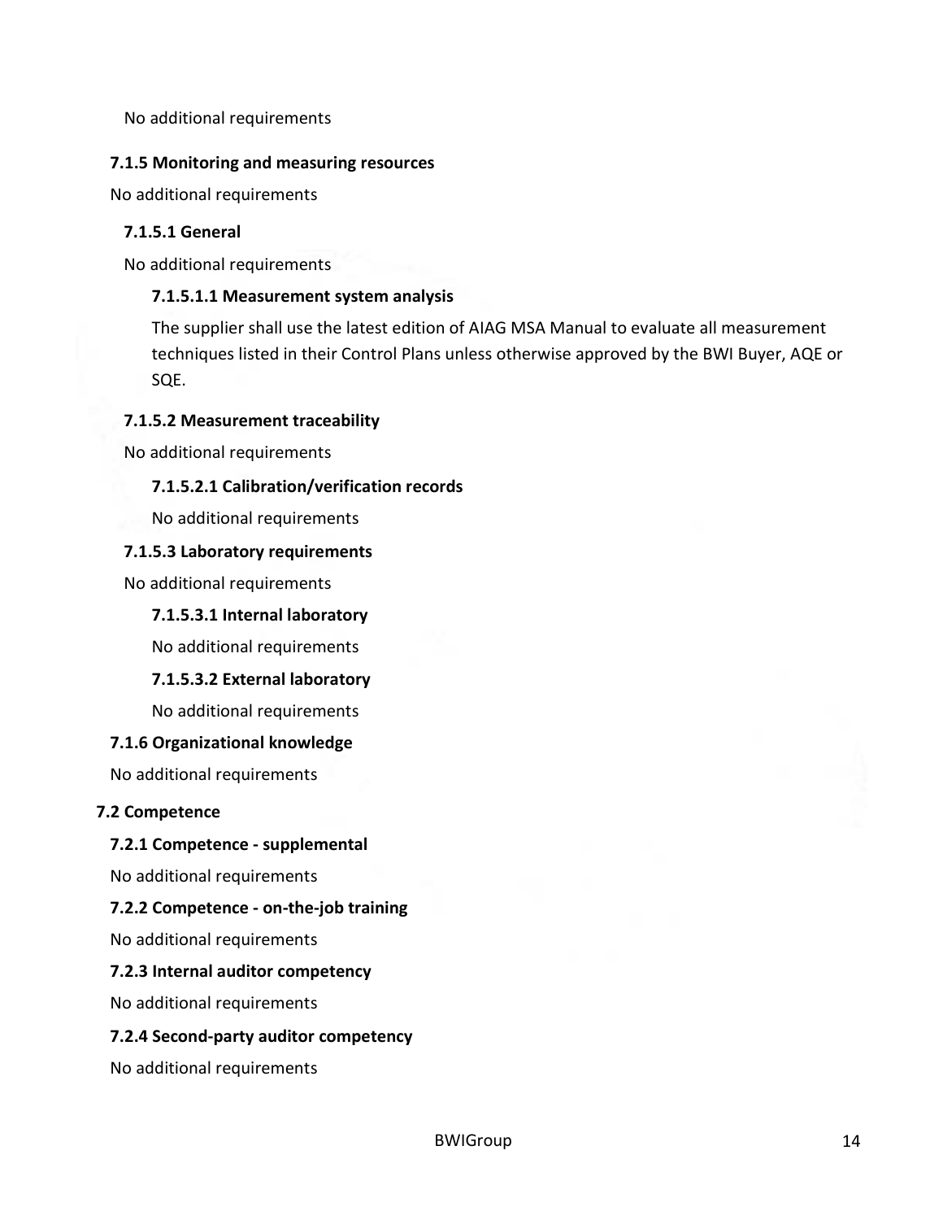No additional requirements

### 7.1.5 Monitoring and measuring resources

No additional requirements

#### 7.1.5.1 General

No additional requirements

##### 7.1.5.1.1 Measurement system analysis

The supplier shall use the latest edition of AIAG MSA Manual to evaluate all measurement techniques listed in their Control Plans unless otherwise approved by the BWI Buyer, AQE or SQE.

#### 7.1.5.2 Measurement traceability

No additional requirements

##### 7.1.5.2.1 Calibration/verification records

No additional requirements

#### 7.1.5.3 Laboratory requirements

No additional requirements

##### 7.1.5.3.1 Internal laboratory

No additional requirements

##### 7.1.5.3.2 External laboratory

No additional requirements

### 7.1.6 Organizational knowledge

No additional requirements

## 7.2 Competence

### 7.2.1 Competence - supplemental

No additional requirements

### 7.2.2 Competence - on-the-job training

No additional requirements

### 7.2.3 Internal auditor competency

No additional requirements

### 7.2.4 Second-party auditor competency

No additional requirements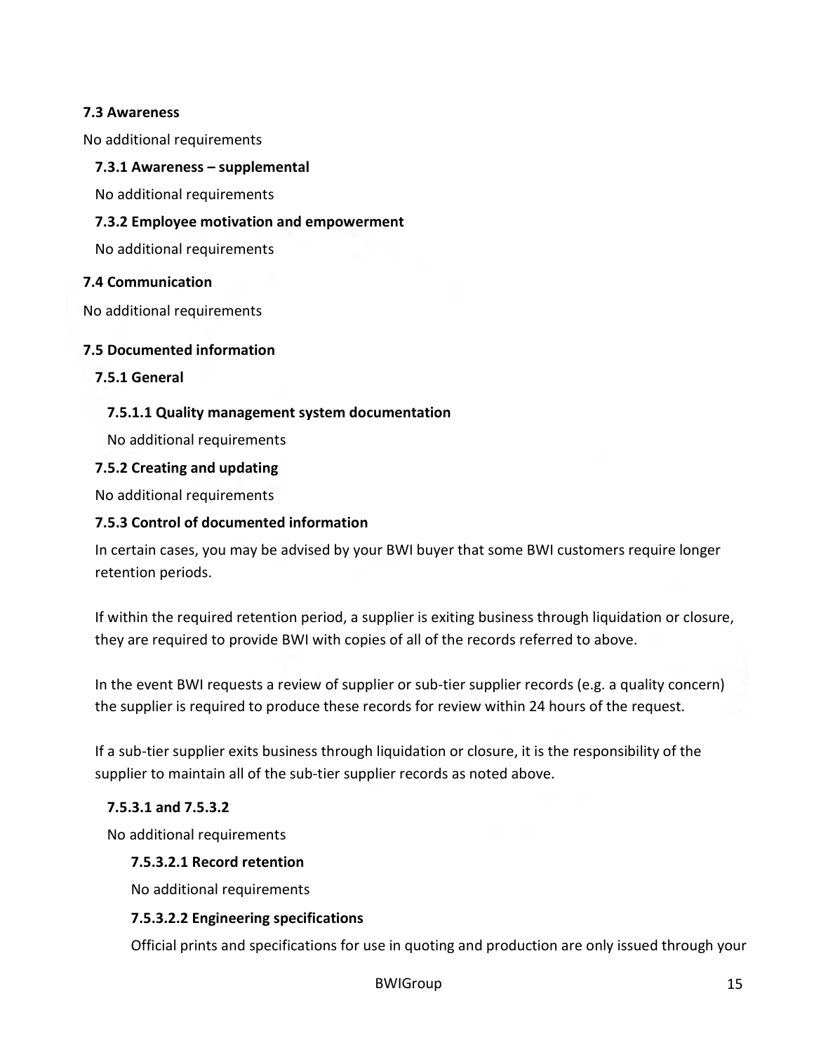### 7.3 Awareness

No additional requirements

#### 7.3.1 Awareness – supplemental

No additional requirements

#### 7.3.2 Employee motivation and empowerment

No additional requirements

### 7.4 Communication

No additional requirements

### 7.5 Documented information

#### 7.5.1 General

##### 7.5.1.1 Quality management system documentation

No additional requirements

#### 7.5.2 Creating and updating

No additional requirements

#### 7.5.3 Control of documented information

In certain cases, you may be advised by your BWI buyer that some BWI customers require longer retention periods.

If within the required retention period, a supplier is exiting business through liquidation or closure, they are required to provide BWI with copies of all of the records referred to above.

In the event BWI requests a review of supplier or sub-tier supplier records (e.g. a quality concern) the supplier is required to produce these records for review within 24 hours of the request.

If a sub-tier supplier exits business through liquidation or closure, it is the responsibility of the supplier to maintain all of the sub-tier supplier records as noted above.

##### 7.5.3.1 and 7.5.3.2

No additional requirements

###### 7.5.3.2.1 Record retention

No additional requirements

###### 7.5.3.2.2 Engineering specifications

Official prints and specifications for use in quoting and production are only issued through your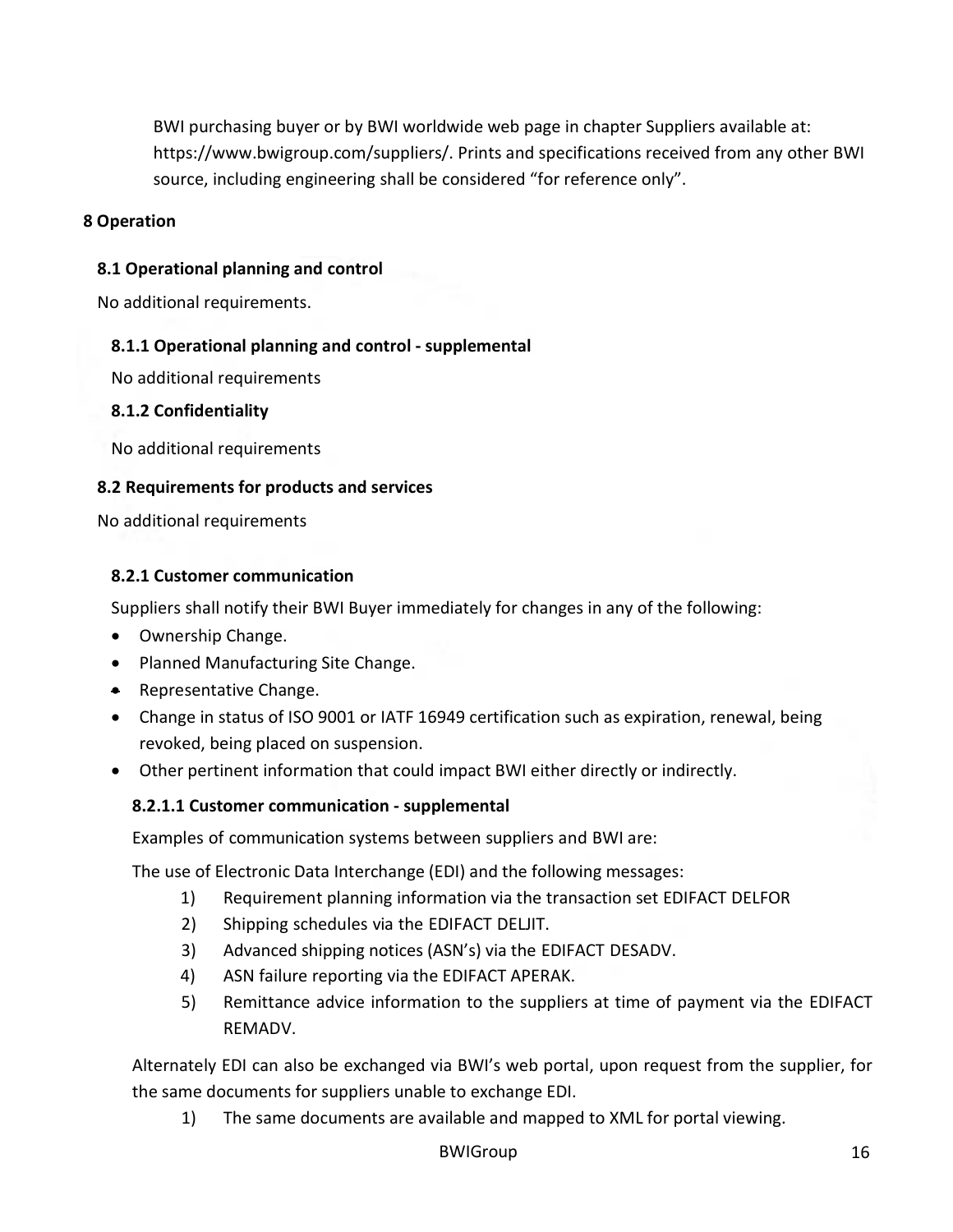BWI purchasing buyer or by BWI worldwide web page in chapter Suppliers available at: https://www.bwigroup.com/suppliers/. Prints and specifications received from any other BWI source, including engineering shall be considered "for reference only".

# 8 Operation

## 8.1 Operational planning and control

No additional requirements.

### 8.1.1 Operational planning and control - supplemental

No additional requirements

### 8.1.2 Confidentiality

No additional requirements

## 8.2 Requirements for products and services

No additional requirements

### 8.2.1 Customer communication

Suppliers shall notify their BWI Buyer immediately for changes in any of the following:

- Ownership Change.
- Planned Manufacturing Site Change.
- Representative Change.
- Change in status of ISO 9001 or IATF 16949 certification such as expiration, renewal, being revoked, being placed on suspension.
- Other pertinent information that could impact BWI either directly or indirectly.

#### 8.2.1.1 Customer communication - supplemental

Examples of communication systems between suppliers and BWI are:

The use of Electronic Data Interchange (EDI) and the following messages:

1) Requirement planning information via the transaction set EDIFACT DELFOR
2) Shipping schedules via the EDIFACT DELJIT.
3) Advanced shipping notices (ASN's) via the EDIFACT DESADV.
4) ASN failure reporting via the EDIFACT APERAK.
5) Remittance advice information to the suppliers at time of payment via the EDIFACT REMADV.

Alternately EDI can also be exchanged via BWI's web portal, upon request from the supplier, for the same documents for suppliers unable to exchange EDI.

1) The same documents are available and mapped to XML for portal viewing.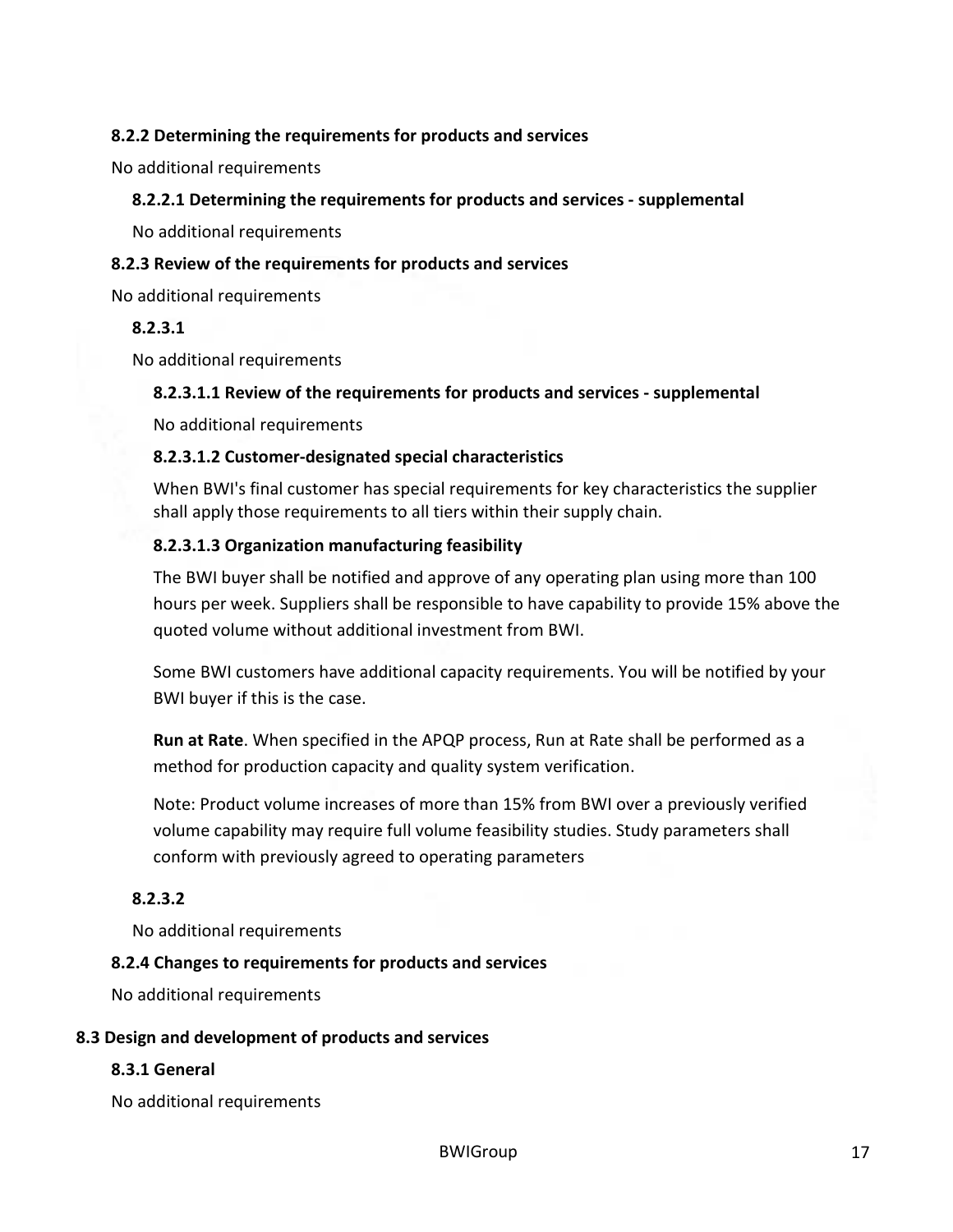#### 8.2.2 Determining the requirements for products and services

No additional requirements

##### 8.2.2.1 Determining the requirements for products and services - supplemental

No additional requirements

#### 8.2.3 Review of the requirements for products and services

No additional requirements

##### 8.2.3.1

No additional requirements

###### 8.2.3.1.1 Review of the requirements for products and services - supplemental

No additional requirements

###### 8.2.3.1.2 Customer-designated special characteristics

When BWI's final customer has special requirements for key characteristics the supplier shall apply those requirements to all tiers within their supply chain.

###### 8.2.3.1.3 Organization manufacturing feasibility

The BWI buyer shall be notified and approve of any operating plan using more than 100 hours per week. Suppliers shall be responsible to have capability to provide 15% above the quoted volume without additional investment from BWI.

Some BWI customers have additional capacity requirements. You will be notified by your BWI buyer if this is the case.

**Run at Rate**. When specified in the APQP process, Run at Rate shall be performed as a method for production capacity and quality system verification.

Note: Product volume increases of more than 15% from BWI over a previously verified volume capability may require full volume feasibility studies. Study parameters shall conform with previously agreed to operating parameters

##### 8.2.3.2

No additional requirements

#### 8.2.4 Changes to requirements for products and services

No additional requirements

### 8.3 Design and development of products and services

#### 8.3.1 General

No additional requirements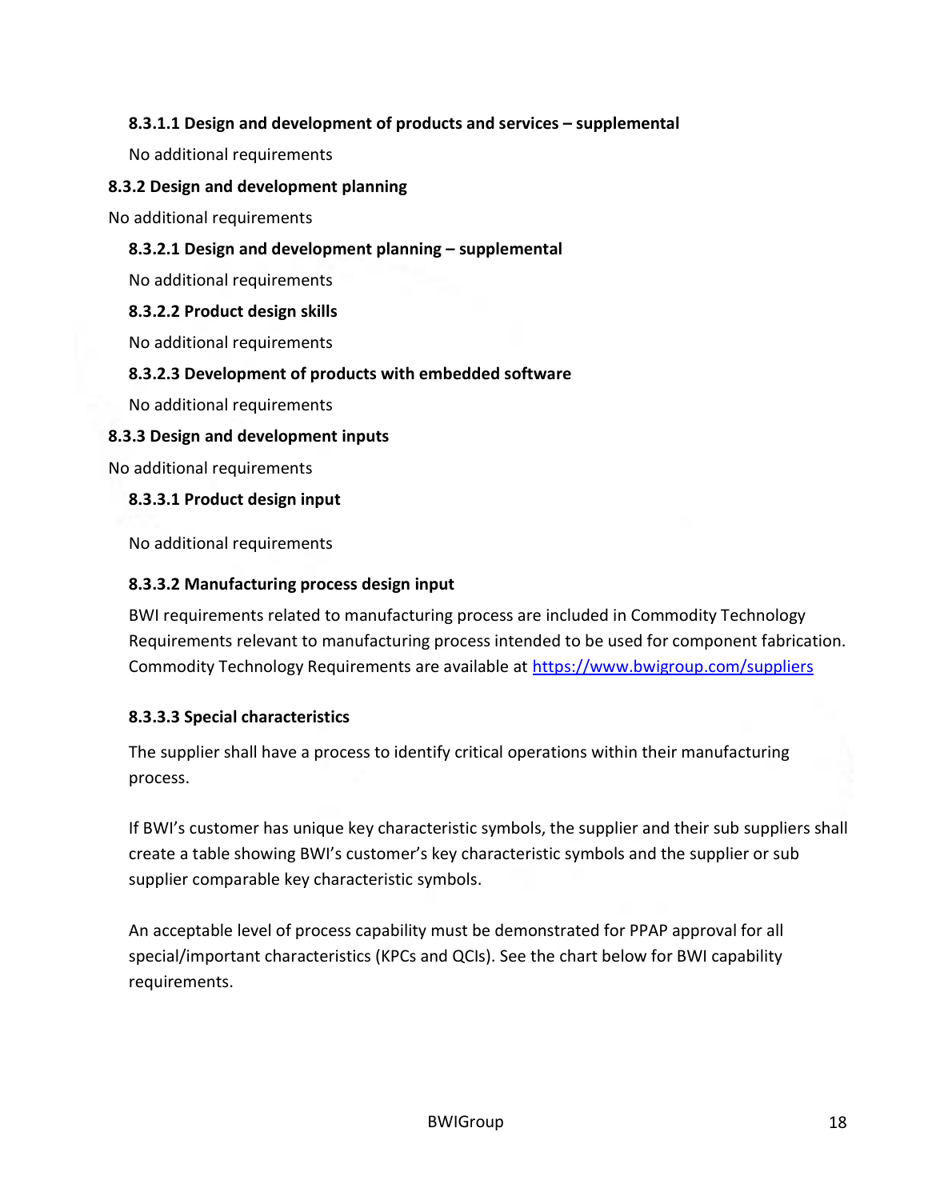#### 8.3.1.1 Design and development of products and services – supplemental

No additional requirements

### 8.3.2 Design and development planning

No additional requirements

#### 8.3.2.1 Design and development planning – supplemental

No additional requirements

#### 8.3.2.2 Product design skills

No additional requirements

#### 8.3.2.3 Development of products with embedded software

No additional requirements

### 8.3.3 Design and development inputs

No additional requirements

#### 8.3.3.1 Product design input

No additional requirements

#### 8.3.3.2 Manufacturing process design input

BWI requirements related to manufacturing process are included in Commodity Technology Requirements relevant to manufacturing process intended to be used for component fabrication. Commodity Technology Requirements are available at [https://www.bwigroup.com/suppliers](https://www.bwigroup.com/suppliers)

#### 8.3.3.3 Special characteristics

The supplier shall have a process to identify critical operations within their manufacturing process.

If BWI's customer has unique key characteristic symbols, the supplier and their sub suppliers shall create a table showing BWI's customer's key characteristic symbols and the supplier or sub supplier comparable key characteristic symbols.

An acceptable level of process capability must be demonstrated for PPAP approval for all special/important characteristics (KPCs and QCIs). See the chart below for BWI capability requirements.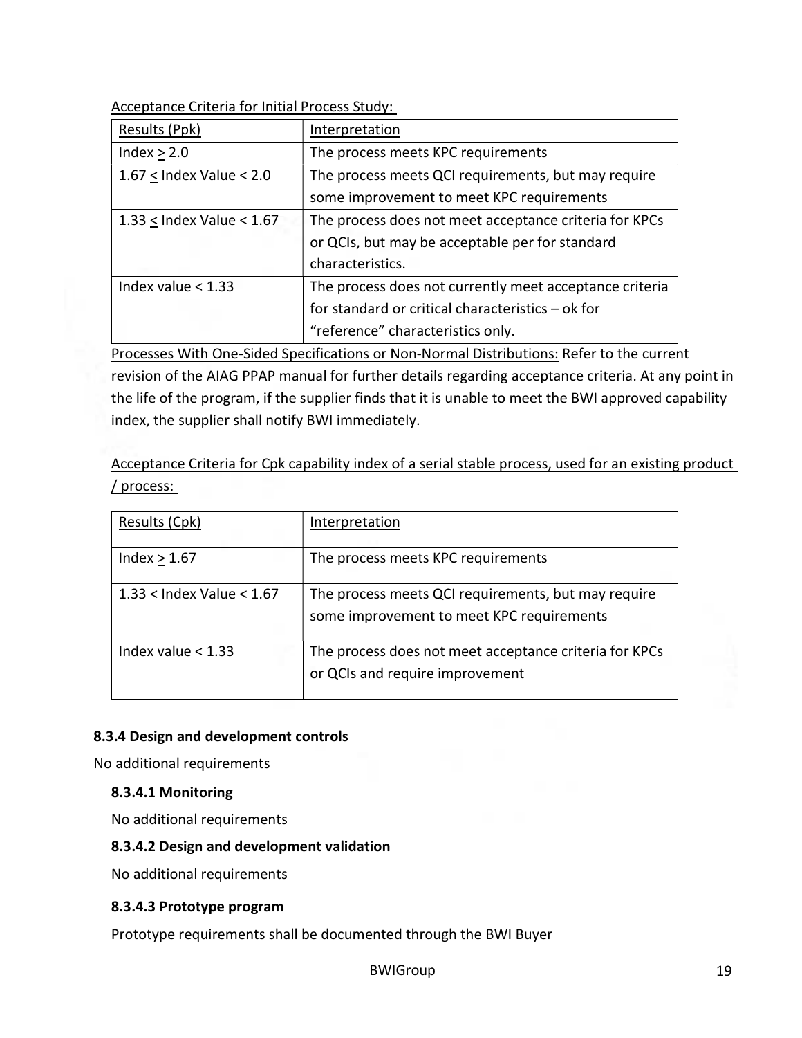Acceptance Criteria for Initial Process Study:

| Results (Ppk) | Interpretation |
| --- | --- |
| Index ≥ 2.0 | The process meets KPC requirements |
| 1.67 ≤ Index Value < 2.0 | The process meets QCI requirements, but may require some improvement to meet KPC requirements |
| 1.33 ≤ Index Value < 1.67 | The process does not meet acceptance criteria for KPCs or QCIs, but may be acceptable per for standard characteristics. |
| Index value < 1.33 | The process does not currently meet acceptance criteria for standard or critical characteristics – ok for "reference" characteristics only. |

Processes With One-Sided Specifications or Non-Normal Distributions: Refer to the current revision of the AIAG PPAP manual for further details regarding acceptance criteria. At any point in the life of the program, if the supplier finds that it is unable to meet the BWI approved capability index, the supplier shall notify BWI immediately.

Acceptance Criteria for Cpk capability index of a serial stable process, used for an existing product / process:

| Results (Cpk) | Interpretation |
| --- | --- |
| Index ≥ 1.67 | The process meets KPC requirements |
| 1.33 ≤ Index Value < 1.67 | The process meets QCI requirements, but may require some improvement to meet KPC requirements |
| Index value < 1.33 | The process does not meet acceptance criteria for KPCs or QCIs and require improvement |

**8.3.4 Design and development controls**

No additional requirements

**8.3.4.1 Monitoring**

No additional requirements

**8.3.4.2 Design and development validation**

No additional requirements

**8.3.4.3 Prototype program**

Prototype requirements shall be documented through the BWI Buyer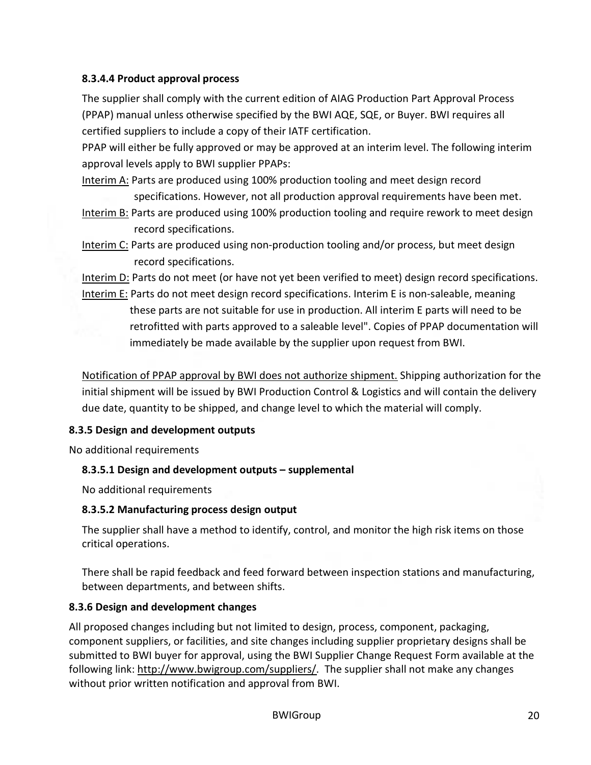#### 8.3.4.4 Product approval process

The supplier shall comply with the current edition of AIAG Production Part Approval Process (PPAP) manual unless otherwise specified by the BWI AQE, SQE, or Buyer. BWI requires all certified suppliers to include a copy of their IATF certification.

PPAP will either be fully approved or may be approved at an interim level. The following interim approval levels apply to BWI supplier PPAPs:

Interim A: Parts are produced using 100% production tooling and meet design record specifications. However, not all production approval requirements have been met.

Interim B: Parts are produced using 100% production tooling and require rework to meet design record specifications.

Interim C: Parts are produced using non-production tooling and/or process, but meet design record specifications.

Interim D: Parts do not meet (or have not yet been verified to meet) design record specifications.

Interim E: Parts do not meet design record specifications. Interim E is non-saleable, meaning these parts are not suitable for use in production. All interim E parts will need to be retrofitted with parts approved to a saleable level". Copies of PPAP documentation will immediately be made available by the supplier upon request from BWI.

Notification of PPAP approval by BWI does not authorize shipment. Shipping authorization for the initial shipment will be issued by BWI Production Control & Logistics and will contain the delivery due date, quantity to be shipped, and change level to which the material will comply.

### 8.3.5 Design and development outputs

No additional requirements

#### 8.3.5.1 Design and development outputs – supplemental

No additional requirements

#### 8.3.5.2 Manufacturing process design output

The supplier shall have a method to identify, control, and monitor the high risk items on those critical operations.

There shall be rapid feedback and feed forward between inspection stations and manufacturing, between departments, and between shifts.

### 8.3.6 Design and development changes

All proposed changes including but not limited to design, process, component, packaging, component suppliers, or facilities, and site changes including supplier proprietary designs shall be submitted to BWI buyer for approval, using the BWI Supplier Change Request Form available at the following link: http://www.bwigroup.com/suppliers/. The supplier shall not make any changes without prior written notification and approval from BWI.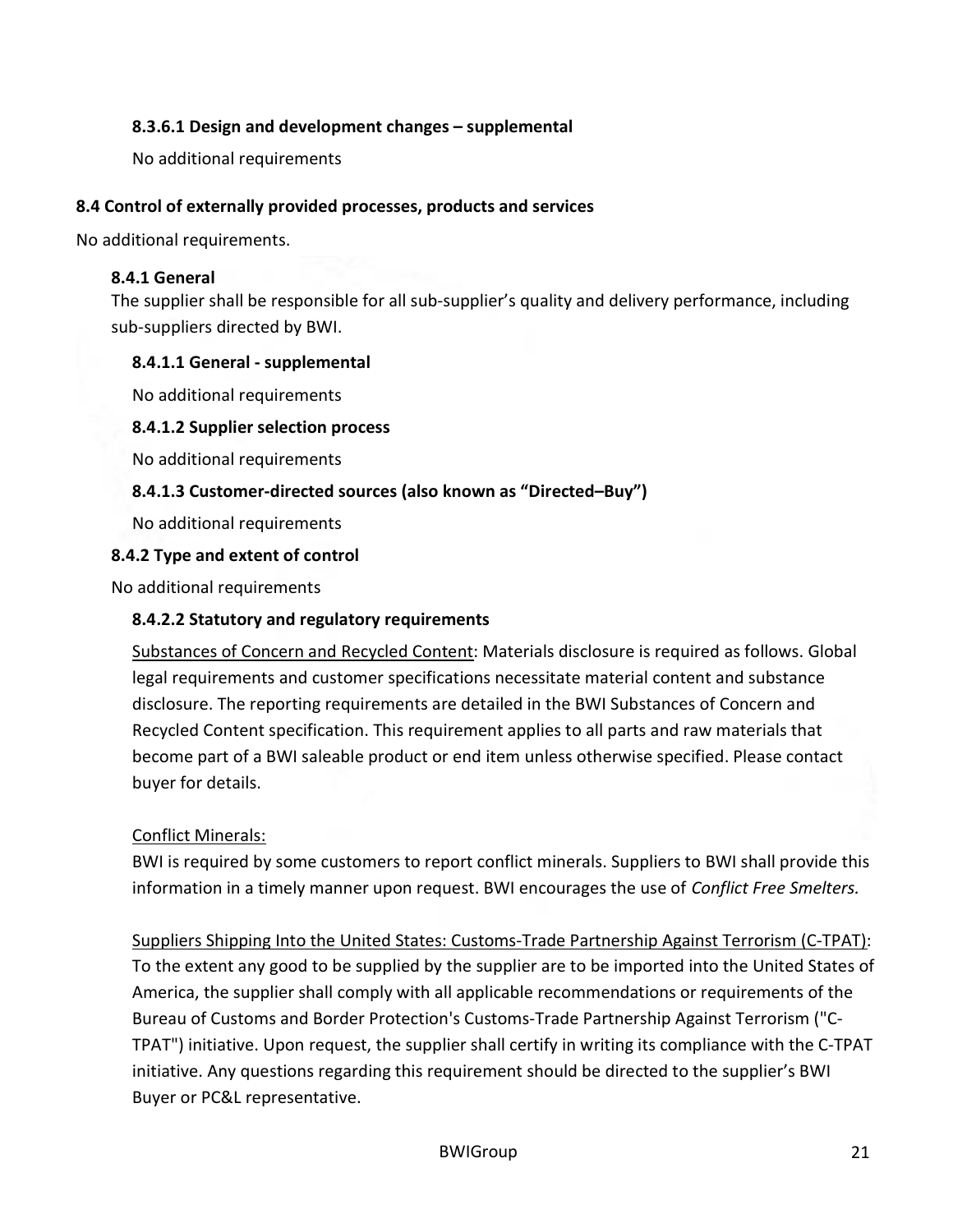#### 8.3.6.1 Design and development changes – supplemental

No additional requirements

### 8.4 Control of externally provided processes, products and services

No additional requirements.

#### 8.4.1 General

The supplier shall be responsible for all sub-supplier's quality and delivery performance, including sub-suppliers directed by BWI.

#### 8.4.1.1 General - supplemental

No additional requirements

#### 8.4.1.2 Supplier selection process

No additional requirements

#### 8.4.1.3 Customer-directed sources (also known as "Directed–Buy")

No additional requirements

#### 8.4.2 Type and extent of control

No additional requirements

#### 8.4.2.2 Statutory and regulatory requirements

Substances of Concern and Recycled Content: Materials disclosure is required as follows. Global legal requirements and customer specifications necessitate material content and substance disclosure. The reporting requirements are detailed in the BWI Substances of Concern and Recycled Content specification. This requirement applies to all parts and raw materials that become part of a BWI saleable product or end item unless otherwise specified. Please contact buyer for details.

Conflict Minerals:
BWI is required by some customers to report conflict minerals. Suppliers to BWI shall provide this information in a timely manner upon request. BWI encourages the use of *Conflict Free Smelters.*

Suppliers Shipping Into the United States: Customs-Trade Partnership Against Terrorism (C-TPAT): To the extent any good to be supplied by the supplier are to be imported into the United States of America, the supplier shall comply with all applicable recommendations or requirements of the Bureau of Customs and Border Protection's Customs-Trade Partnership Against Terrorism ("C-TPAT") initiative. Upon request, the supplier shall certify in writing its compliance with the C-TPAT initiative. Any questions regarding this requirement should be directed to the supplier's BWI Buyer or PC&L representative.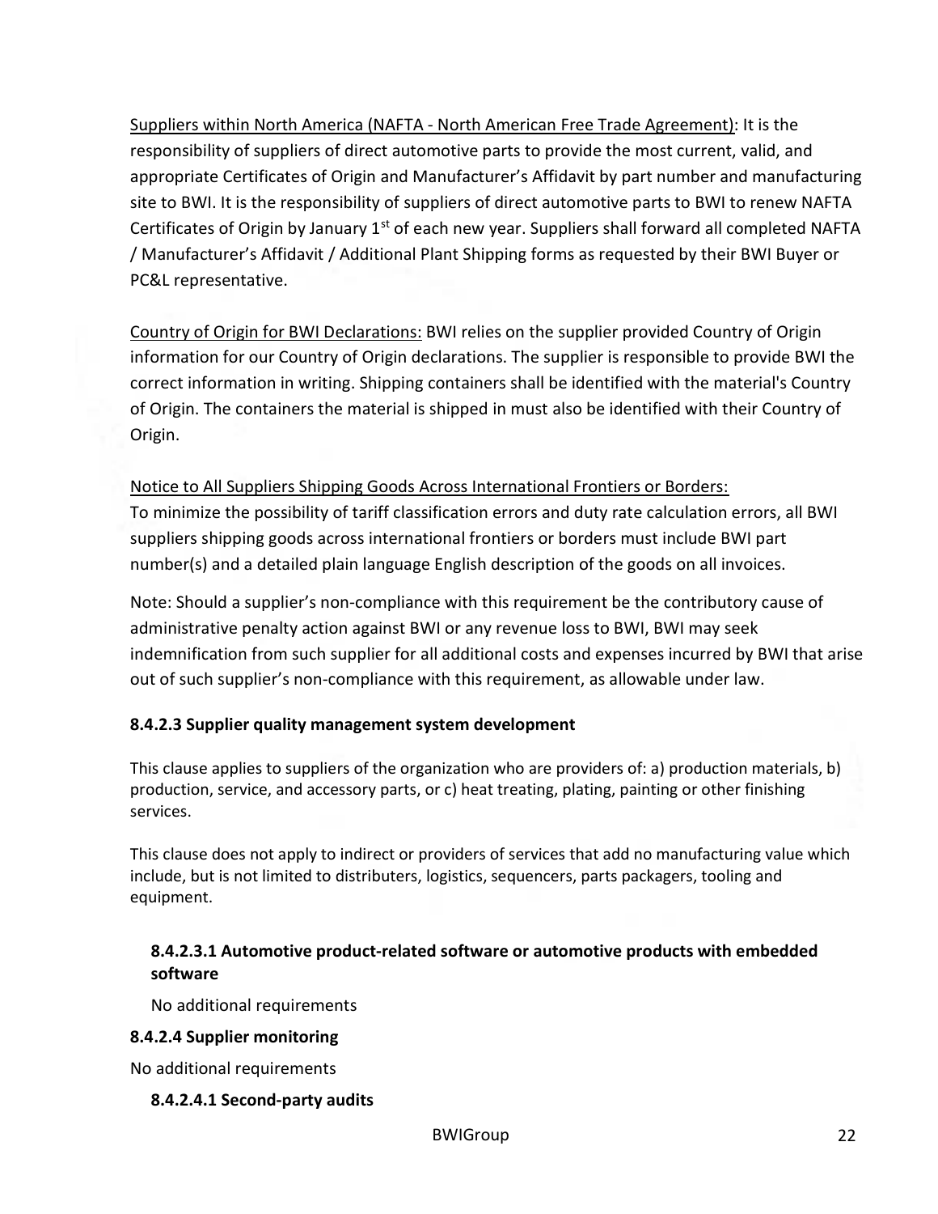Suppliers within North America (NAFTA - North American Free Trade Agreement): It is the responsibility of suppliers of direct automotive parts to provide the most current, valid, and appropriate Certificates of Origin and Manufacturer's Affidavit by part number and manufacturing site to BWI. It is the responsibility of suppliers of direct automotive parts to BWI to renew NAFTA Certificates of Origin by January 1st of each new year. Suppliers shall forward all completed NAFTA / Manufacturer's Affidavit / Additional Plant Shipping forms as requested by their BWI Buyer or PC&L representative.

Country of Origin for BWI Declarations: BWI relies on the supplier provided Country of Origin information for our Country of Origin declarations. The supplier is responsible to provide BWI the correct information in writing. Shipping containers shall be identified with the material's Country of Origin. The containers the material is shipped in must also be identified with their Country of Origin.

Notice to All Suppliers Shipping Goods Across International Frontiers or Borders:
To minimize the possibility of tariff classification errors and duty rate calculation errors, all BWI suppliers shipping goods across international frontiers or borders must include BWI part number(s) and a detailed plain language English description of the goods on all invoices.

Note: Should a supplier's non-compliance with this requirement be the contributory cause of administrative penalty action against BWI or any revenue loss to BWI, BWI may seek indemnification from such supplier for all additional costs and expenses incurred by BWI that arise out of such supplier's non-compliance with this requirement, as allowable under law.

#### 8.4.2.3 Supplier quality management system development

This clause applies to suppliers of the organization who are providers of: a) production materials, b) production, service, and accessory parts, or c) heat treating, plating, painting or other finishing services.

This clause does not apply to indirect or providers of services that add no manufacturing value which include, but is not limited to distributers, logistics, sequencers, parts packagers, tooling and equipment.

##### 8.4.2.3.1 Automotive product-related software or automotive products with embedded software

No additional requirements

#### 8.4.2.4 Supplier monitoring

No additional requirements

##### 8.4.2.4.1 Second-party audits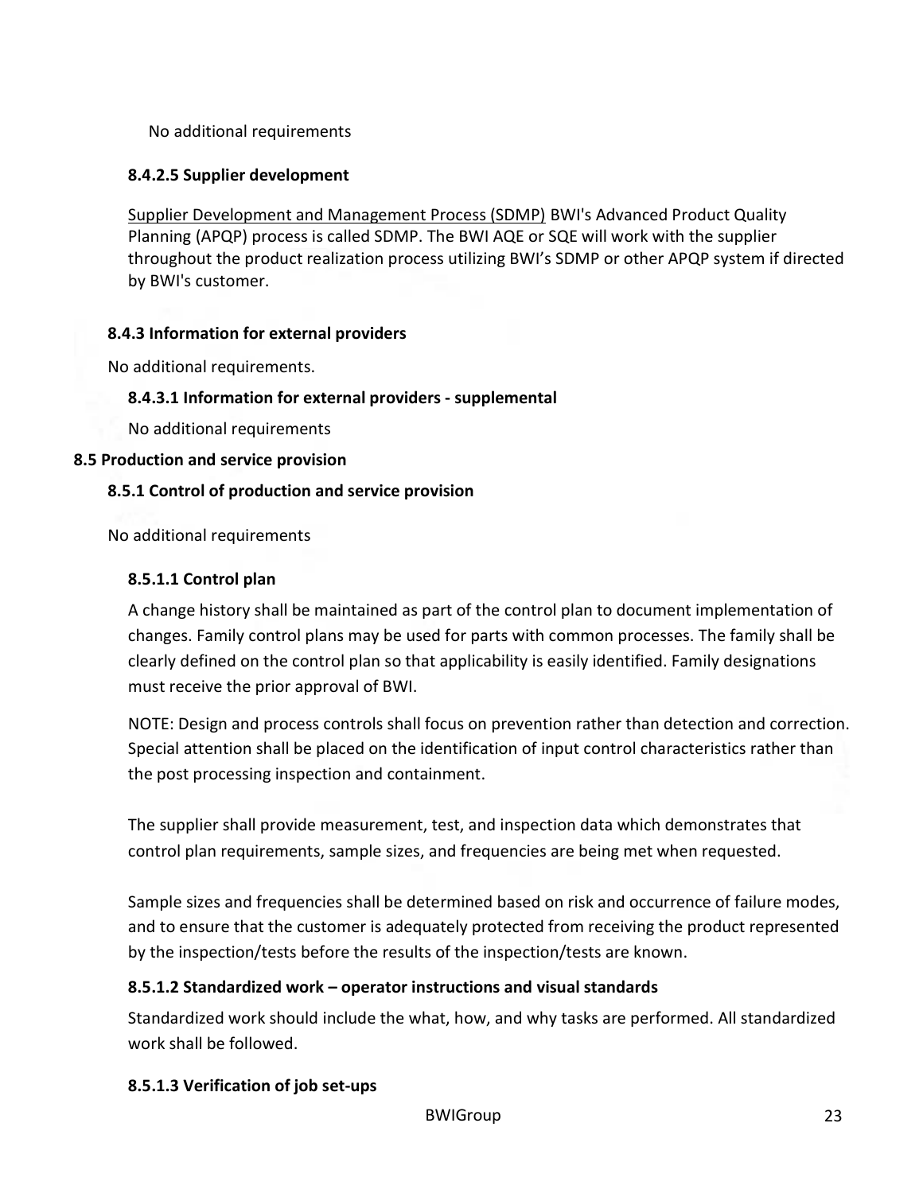No additional requirements

#### 8.4.2.5 Supplier development

Supplier Development and Management Process (SDMP) BWI's Advanced Product Quality Planning (APQP) process is called SDMP. The BWI AQE or SQE will work with the supplier throughout the product realization process utilizing BWI's SDMP or other APQP system if directed by BWI's customer.

### 8.4.3 Information for external providers

No additional requirements.

#### 8.4.3.1 Information for external providers - supplemental

No additional requirements

## 8.5 Production and service provision

### 8.5.1 Control of production and service provision

No additional requirements

#### 8.5.1.1 Control plan

A change history shall be maintained as part of the control plan to document implementation of changes. Family control plans may be used for parts with common processes. The family shall be clearly defined on the control plan so that applicability is easily identified. Family designations must receive the prior approval of BWI.

NOTE: Design and process controls shall focus on prevention rather than detection and correction. Special attention shall be placed on the identification of input control characteristics rather than the post processing inspection and containment.

The supplier shall provide measurement, test, and inspection data which demonstrates that control plan requirements, sample sizes, and frequencies are being met when requested.

Sample sizes and frequencies shall be determined based on risk and occurrence of failure modes, and to ensure that the customer is adequately protected from receiving the product represented by the inspection/tests before the results of the inspection/tests are known.

#### 8.5.1.2 Standardized work – operator instructions and visual standards

Standardized work should include the what, how, and why tasks are performed. All standardized work shall be followed.

#### 8.5.1.3 Verification of job set-ups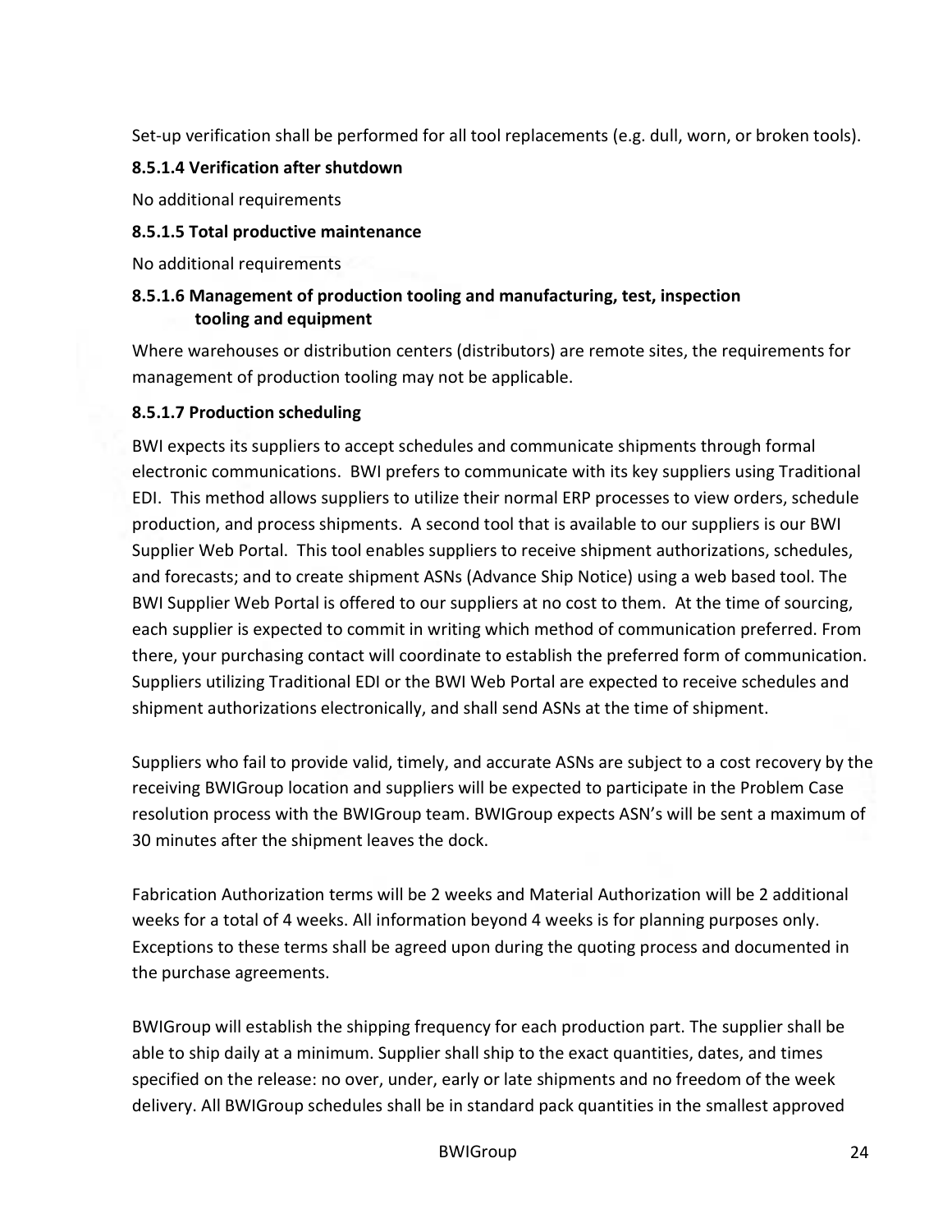Set-up verification shall be performed for all tool replacements (e.g. dull, worn, or broken tools).

#### 8.5.1.4 Verification after shutdown

No additional requirements

#### 8.5.1.5 Total productive maintenance

No additional requirements

#### 8.5.1.6 Management of production tooling and manufacturing, test, inspection tooling and equipment

Where warehouses or distribution centers (distributors) are remote sites, the requirements for management of production tooling may not be applicable.

#### 8.5.1.7 Production scheduling

BWI expects its suppliers to accept schedules and communicate shipments through formal electronic communications. BWI prefers to communicate with its key suppliers using Traditional EDI. This method allows suppliers to utilize their normal ERP processes to view orders, schedule production, and process shipments. A second tool that is available to our suppliers is our BWI Supplier Web Portal. This tool enables suppliers to receive shipment authorizations, schedules, and forecasts; and to create shipment ASNs (Advance Ship Notice) using a web based tool. The BWI Supplier Web Portal is offered to our suppliers at no cost to them. At the time of sourcing, each supplier is expected to commit in writing which method of communication preferred. From there, your purchasing contact will coordinate to establish the preferred form of communication. Suppliers utilizing Traditional EDI or the BWI Web Portal are expected to receive schedules and shipment authorizations electronically, and shall send ASNs at the time of shipment.

Suppliers who fail to provide valid, timely, and accurate ASNs are subject to a cost recovery by the receiving BWIGroup location and suppliers will be expected to participate in the Problem Case resolution process with the BWIGroup team. BWIGroup expects ASN's will be sent a maximum of 30 minutes after the shipment leaves the dock.

Fabrication Authorization terms will be 2 weeks and Material Authorization will be 2 additional weeks for a total of 4 weeks. All information beyond 4 weeks is for planning purposes only. Exceptions to these terms shall be agreed upon during the quoting process and documented in the purchase agreements.

BWIGroup will establish the shipping frequency for each production part. The supplier shall be able to ship daily at a minimum. Supplier shall ship to the exact quantities, dates, and times specified on the release: no over, under, early or late shipments and no freedom of the week delivery. All BWIGroup schedules shall be in standard pack quantities in the smallest approved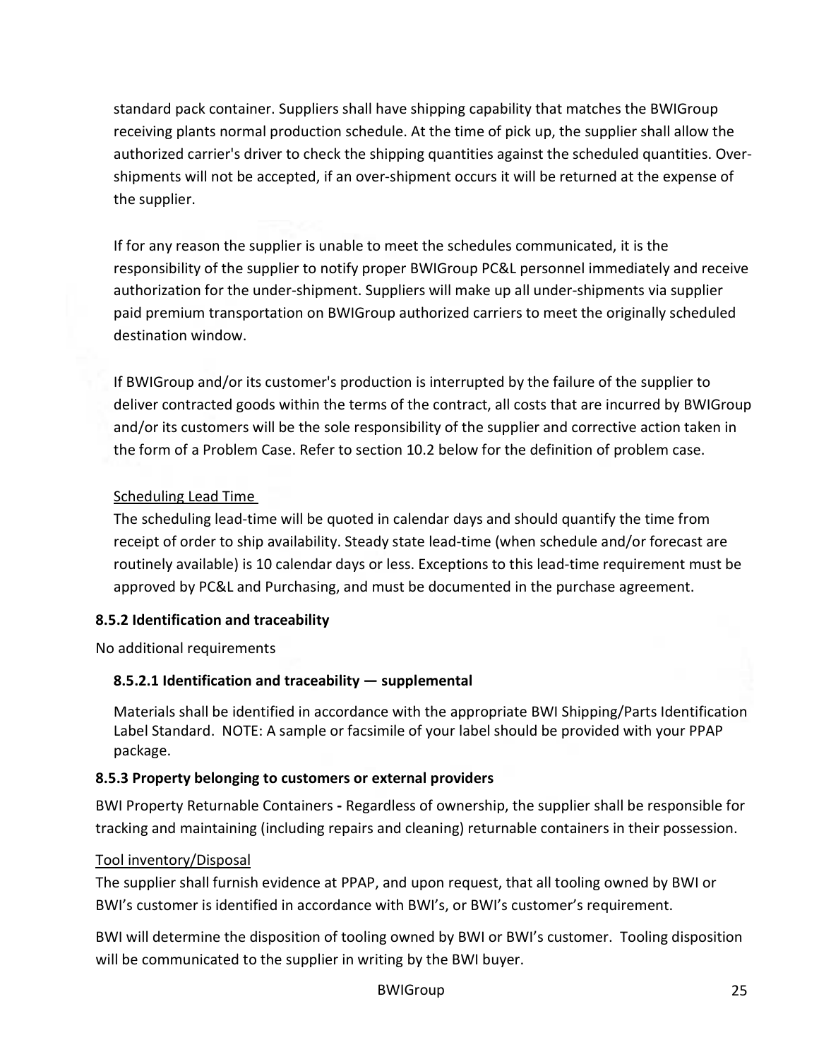standard pack container. Suppliers shall have shipping capability that matches the BWIGroup receiving plants normal production schedule. At the time of pick up, the supplier shall allow the authorized carrier's driver to check the shipping quantities against the scheduled quantities. Over-shipments will not be accepted, if an over-shipment occurs it will be returned at the expense of the supplier.

If for any reason the supplier is unable to meet the schedules communicated, it is the responsibility of the supplier to notify proper BWIGroup PC&L personnel immediately and receive authorization for the under-shipment. Suppliers will make up all under-shipments via supplier paid premium transportation on BWIGroup authorized carriers to meet the originally scheduled destination window.

If BWIGroup and/or its customer's production is interrupted by the failure of the supplier to deliver contracted goods within the terms of the contract, all costs that are incurred by BWIGroup and/or its customers will be the sole responsibility of the supplier and corrective action taken in the form of a Problem Case. Refer to section 10.2 below for the definition of problem case.

Scheduling Lead Time

The scheduling lead-time will be quoted in calendar days and should quantify the time from receipt of order to ship availability. Steady state lead-time (when schedule and/or forecast are routinely available) is 10 calendar days or less. Exceptions to this lead-time requirement must be approved by PC&L and Purchasing, and must be documented in the purchase agreement.

### 8.5.2 Identification and traceability

No additional requirements

#### 8.5.2.1 Identification and traceability — supplemental

Materials shall be identified in accordance with the appropriate BWI Shipping/Parts Identification Label Standard. NOTE: A sample or facsimile of your label should be provided with your PPAP package.

### 8.5.3 Property belonging to customers or external providers

BWI Property Returnable Containers **-** Regardless of ownership, the supplier shall be responsible for tracking and maintaining (including repairs and cleaning) returnable containers in their possession.

Tool inventory/Disposal

The supplier shall furnish evidence at PPAP, and upon request, that all tooling owned by BWI or BWI's customer is identified in accordance with BWI's, or BWI's customer's requirement.

BWI will determine the disposition of tooling owned by BWI or BWI's customer. Tooling disposition will be communicated to the supplier in writing by the BWI buyer.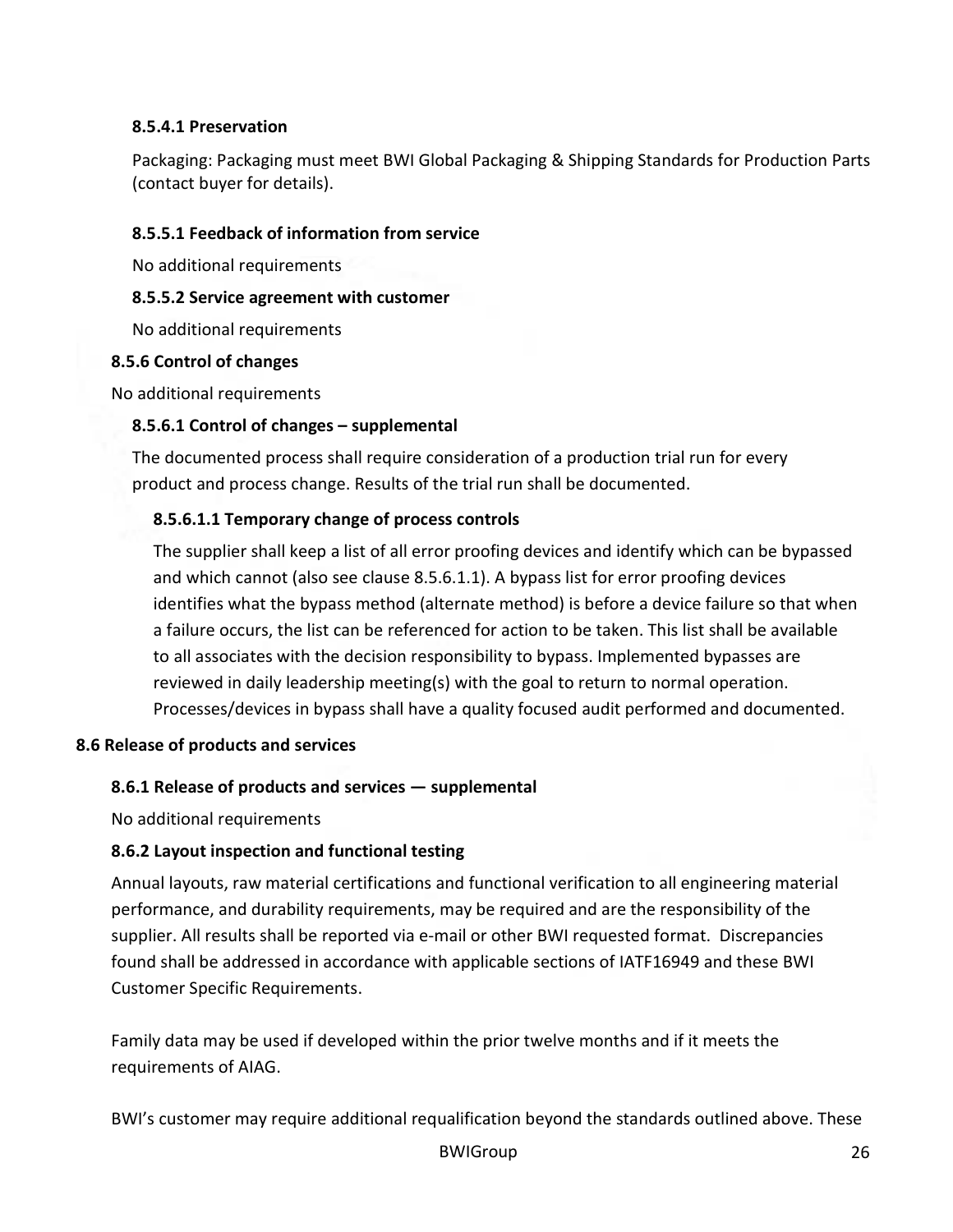#### 8.5.4.1 Preservation

Packaging: Packaging must meet BWI Global Packaging & Shipping Standards for Production Parts (contact buyer for details).

#### 8.5.5.1 Feedback of information from service

No additional requirements

#### 8.5.5.2 Service agreement with customer

No additional requirements

### 8.5.6 Control of changes

No additional requirements

#### 8.5.6.1 Control of changes – supplemental

The documented process shall require consideration of a production trial run for every product and process change. Results of the trial run shall be documented.

##### 8.5.6.1.1 Temporary change of process controls

The supplier shall keep a list of all error proofing devices and identify which can be bypassed and which cannot (also see clause 8.5.6.1.1). A bypass list for error proofing devices identifies what the bypass method (alternate method) is before a device failure so that when a failure occurs, the list can be referenced for action to be taken. This list shall be available to all associates with the decision responsibility to bypass. Implemented bypasses are reviewed in daily leadership meeting(s) with the goal to return to normal operation. Processes/devices in bypass shall have a quality focused audit performed and documented.

## 8.6 Release of products and services

### 8.6.1 Release of products and services — supplemental

No additional requirements

### 8.6.2 Layout inspection and functional testing

Annual layouts, raw material certifications and functional verification to all engineering material performance, and durability requirements, may be required and are the responsibility of the supplier. All results shall be reported via e-mail or other BWI requested format. Discrepancies found shall be addressed in accordance with applicable sections of IATF16949 and these BWI Customer Specific Requirements.

Family data may be used if developed within the prior twelve months and if it meets the requirements of AIAG.

BWI's customer may require additional requalification beyond the standards outlined above. These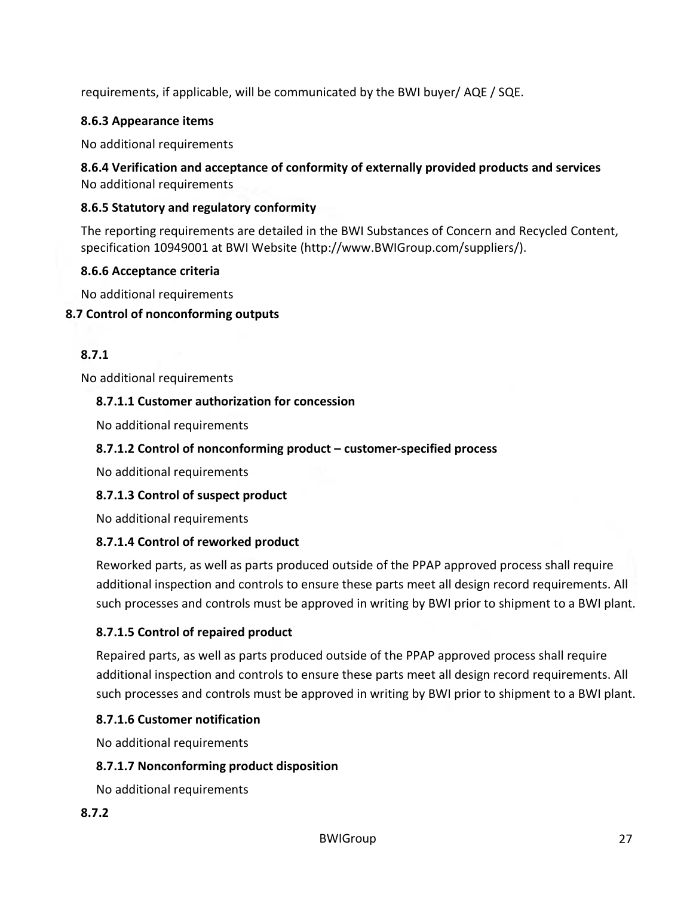requirements, if applicable, will be communicated by the BWI buyer/ AQE / SQE.

#### 8.6.3 Appearance items

No additional requirements

#### 8.6.4 Verification and acceptance of conformity of externally provided products and services

No additional requirements

#### 8.6.5 Statutory and regulatory conformity

The reporting requirements are detailed in the BWI Substances of Concern and Recycled Content, specification 10949001 at BWI Website (http://www.BWIGroup.com/suppliers/).

#### 8.6.6 Acceptance criteria

No additional requirements

### 8.7 Control of nonconforming outputs

#### 8.7.1

No additional requirements

##### 8.7.1.1 Customer authorization for concession

No additional requirements

##### 8.7.1.2 Control of nonconforming product – customer-specified process

No additional requirements

##### 8.7.1.3 Control of suspect product

No additional requirements

##### 8.7.1.4 Control of reworked product

Reworked parts, as well as parts produced outside of the PPAP approved process shall require additional inspection and controls to ensure these parts meet all design record requirements. All such processes and controls must be approved in writing by BWI prior to shipment to a BWI plant.

##### 8.7.1.5 Control of repaired product

Repaired parts, as well as parts produced outside of the PPAP approved process shall require additional inspection and controls to ensure these parts meet all design record requirements. All such processes and controls must be approved in writing by BWI prior to shipment to a BWI plant.

##### 8.7.1.6 Customer notification

No additional requirements

##### 8.7.1.7 Nonconforming product disposition

No additional requirements

#### 8.7.2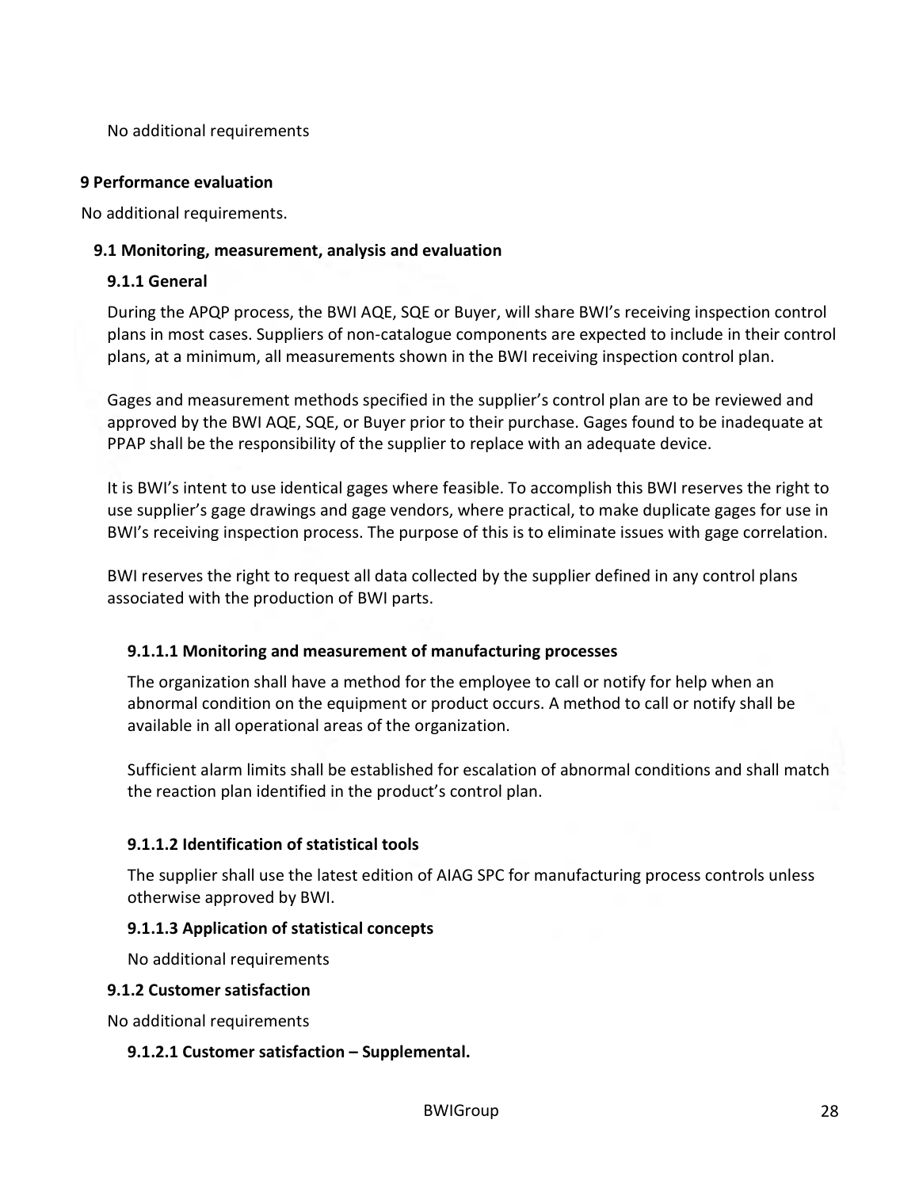No additional requirements

# 9 Performance evaluation

No additional requirements.

## 9.1 Monitoring, measurement, analysis and evaluation

### 9.1.1 General

During the APQP process, the BWI AQE, SQE or Buyer, will share BWI's receiving inspection control plans in most cases. Suppliers of non-catalogue components are expected to include in their control plans, at a minimum, all measurements shown in the BWI receiving inspection control plan.

Gages and measurement methods specified in the supplier's control plan are to be reviewed and approved by the BWI AQE, SQE, or Buyer prior to their purchase. Gages found to be inadequate at PPAP shall be the responsibility of the supplier to replace with an adequate device.

It is BWI's intent to use identical gages where feasible. To accomplish this BWI reserves the right to use supplier's gage drawings and gage vendors, where practical, to make duplicate gages for use in BWI's receiving inspection process. The purpose of this is to eliminate issues with gage correlation.

BWI reserves the right to request all data collected by the supplier defined in any control plans associated with the production of BWI parts.

#### 9.1.1.1 Monitoring and measurement of manufacturing processes

The organization shall have a method for the employee to call or notify for help when an abnormal condition on the equipment or product occurs. A method to call or notify shall be available in all operational areas of the organization.

Sufficient alarm limits shall be established for escalation of abnormal conditions and shall match the reaction plan identified in the product's control plan.

#### 9.1.1.2 Identification of statistical tools

The supplier shall use the latest edition of AIAG SPC for manufacturing process controls unless otherwise approved by BWI.

#### 9.1.1.3 Application of statistical concepts

No additional requirements

### 9.1.2 Customer satisfaction

No additional requirements

#### 9.1.2.1 Customer satisfaction – Supplemental.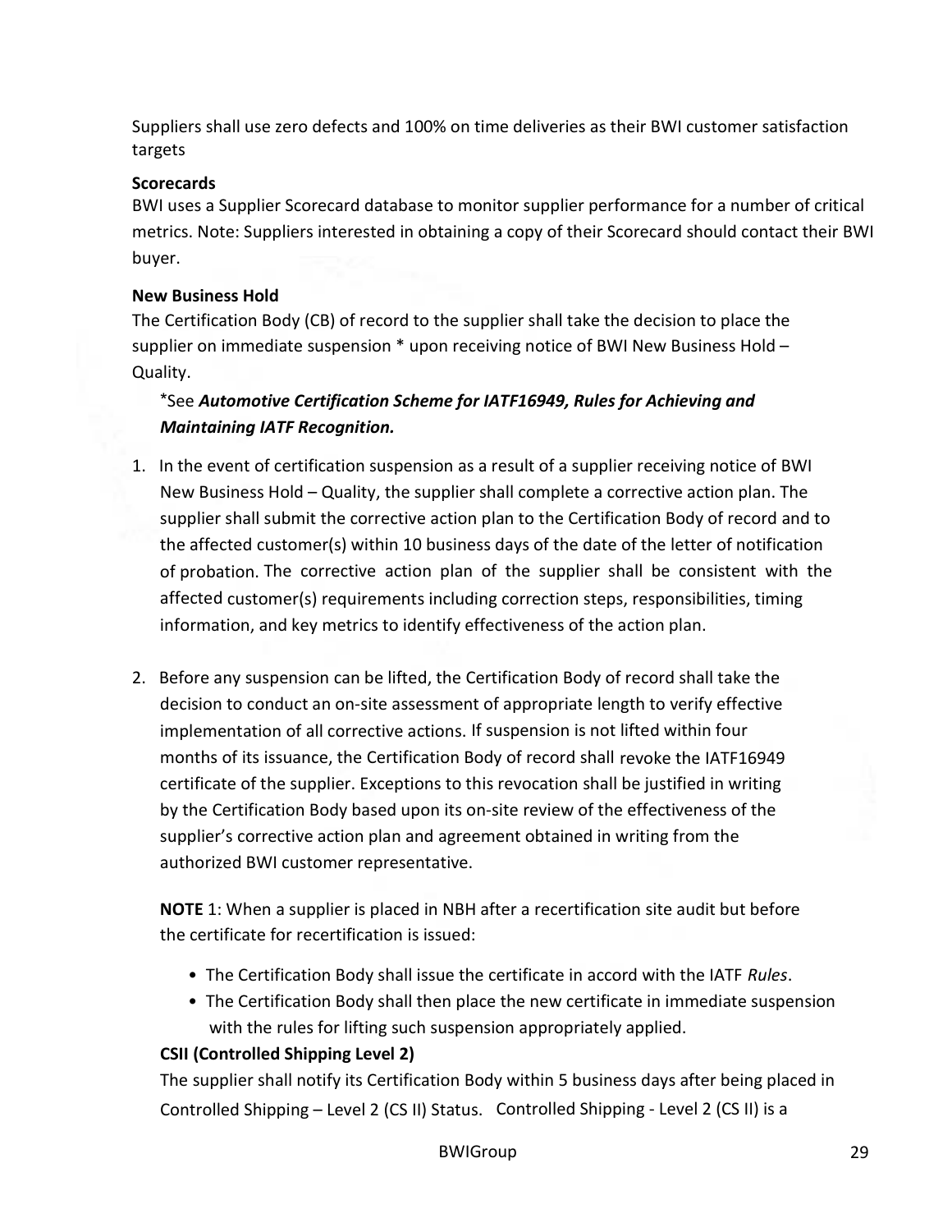Suppliers shall use zero defects and 100% on time deliveries as their BWI customer satisfaction targets

**Scorecards**

BWI uses a Supplier Scorecard database to monitor supplier performance for a number of critical metrics. Note: Suppliers interested in obtaining a copy of their Scorecard should contact their BWI buyer.

**New Business Hold**

The Certification Body (CB) of record to the supplier shall take the decision to place the supplier on immediate suspension * upon receiving notice of BWI New Business Hold – Quality.

*See ***Automotive Certification Scheme for IATF16949, Rules for Achieving and Maintaining IATF Recognition.***

1. In the event of certification suspension as a result of a supplier receiving notice of BWI New Business Hold – Quality, the supplier shall complete a corrective action plan. The supplier shall submit the corrective action plan to the Certification Body of record and to the affected customer(s) within 10 business days of the date of the letter of notification of probation. The corrective action plan of the supplier shall be consistent with the affected customer(s) requirements including correction steps, responsibilities, timing information, and key metrics to identify effectiveness of the action plan.

2. Before any suspension can be lifted, the Certification Body of record shall take the decision to conduct an on-site assessment of appropriate length to verify effective implementation of all corrective actions. If suspension is not lifted within four months of its issuance, the Certification Body of record shall revoke the IATF16949 certificate of the supplier. Exceptions to this revocation shall be justified in writing by the Certification Body based upon its on-site review of the effectiveness of the supplier's corrective action plan and agreement obtained in writing from the authorized BWI customer representative.

   **NOTE** 1: When a supplier is placed in NBH after a recertification site audit but before the certificate for recertification is issued:

   - The Certification Body shall issue the certificate in accord with the IATF *Rules*.
   - The Certification Body shall then place the new certificate in immediate suspension with the rules for lifting such suspension appropriately applied.

**CSII (Controlled Shipping Level 2)**

The supplier shall notify its Certification Body within 5 business days after being placed in Controlled Shipping – Level 2 (CS II) Status. Controlled Shipping - Level 2 (CS II) is a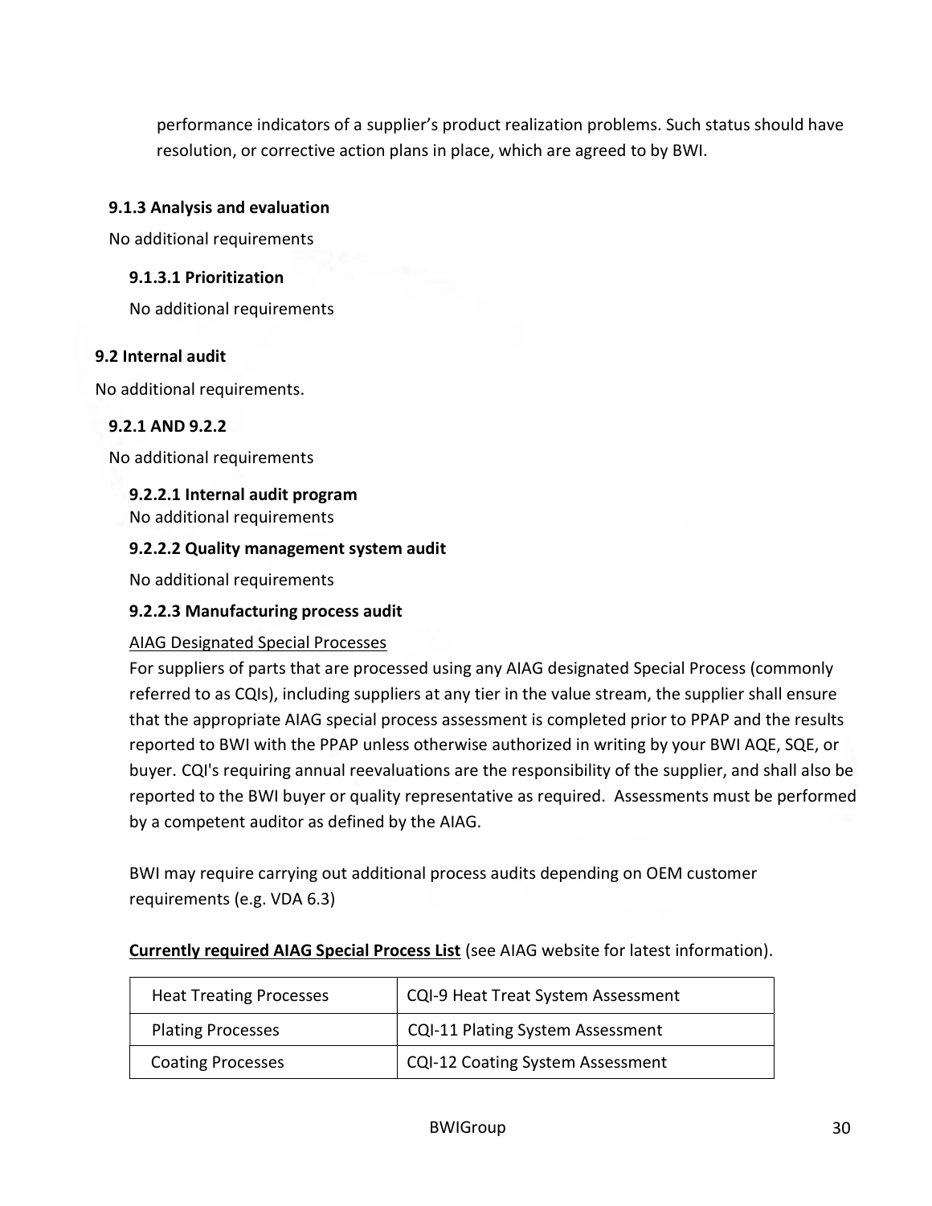performance indicators of a supplier's product realization problems. Such status should have resolution, or corrective action plans in place, which are agreed to by BWI.

### 9.1.3 Analysis and evaluation

No additional requirements

#### 9.1.3.1 Prioritization

No additional requirements

## 9.2 Internal audit

No additional requirements.

### 9.2.1 AND 9.2.2

No additional requirements

#### 9.2.2.1 Internal audit program

No additional requirements

#### 9.2.2.2 Quality management system audit

No additional requirements

#### 9.2.2.3 Manufacturing process audit

<u>AIAG Designated Special Processes</u>

For suppliers of parts that are processed using any AIAG designated Special Process (commonly referred to as CQIs), including suppliers at any tier in the value stream, the supplier shall ensure that the appropriate AIAG special process assessment is completed prior to PPAP and the results reported to BWI with the PPAP unless otherwise authorized in writing by your BWI AQE, SQE, or buyer. CQI's requiring annual reevaluations are the responsibility of the supplier, and shall also be reported to the BWI buyer or quality representative as required. Assessments must be performed by a competent auditor as defined by the AIAG.

BWI may require carrying out additional process audits depending on OEM customer requirements (e.g. VDA 6.3)

**<u>Currently required AIAG Special Process List</u>** (see AIAG website for latest information).

| | |
|---|---|
| Heat Treating Processes | CQI-9 Heat Treat System Assessment |
| Plating Processes | CQI-11 Plating System Assessment |
| Coating Processes | CQI-12 Coating System Assessment |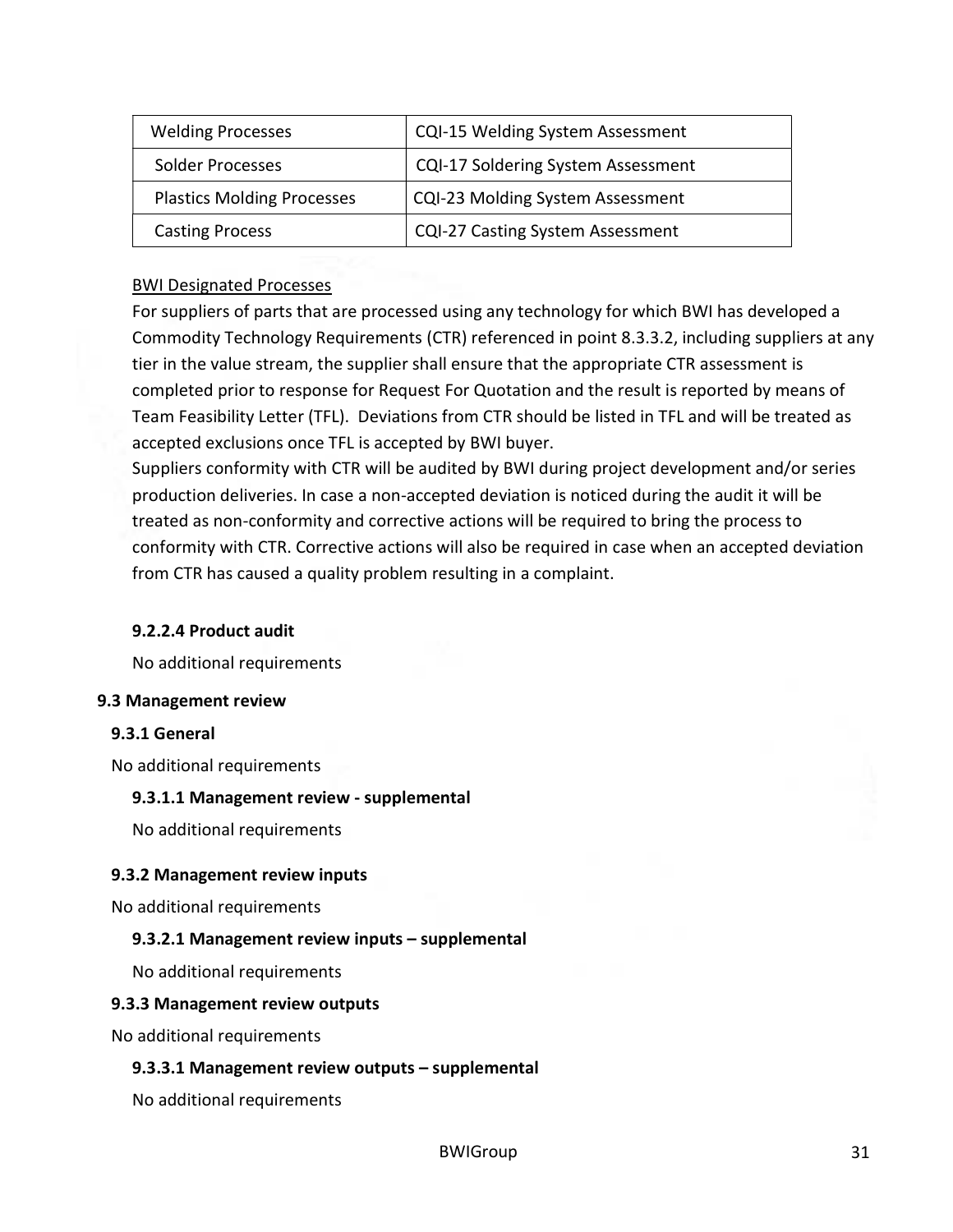| Welding Processes | CQI-15 Welding System Assessment |
|---|---|
| Solder Processes | CQI-17 Soldering System Assessment |
| Plastics Molding Processes | CQI-23 Molding System Assessment |
| Casting Process | CQI-27 Casting System Assessment |

<u>BWI Designated Processes</u>

For suppliers of parts that are processed using any technology for which BWI has developed a Commodity Technology Requirements (CTR) referenced in point 8.3.3.2, including suppliers at any tier in the value stream, the supplier shall ensure that the appropriate CTR assessment is completed prior to response for Request For Quotation and the result is reported by means of Team Feasibility Letter (TFL). Deviations from CTR should be listed in TFL and will be treated as accepted exclusions once TFL is accepted by BWI buyer.

Suppliers conformity with CTR will be audited by BWI during project development and/or series production deliveries. In case a non-accepted deviation is noticed during the audit it will be treated as non-conformity and corrective actions will be required to bring the process to conformity with CTR. Corrective actions will also be required in case when an accepted deviation from CTR has caused a quality problem resulting in a complaint.

#### 9.2.2.4 Product audit

No additional requirements

## 9.3 Management review

### 9.3.1 General

No additional requirements

#### 9.3.1.1 Management review - supplemental

No additional requirements

### 9.3.2 Management review inputs

No additional requirements

#### 9.3.2.1 Management review inputs – supplemental

No additional requirements

### 9.3.3 Management review outputs

No additional requirements

#### 9.3.3.1 Management review outputs – supplemental

No additional requirements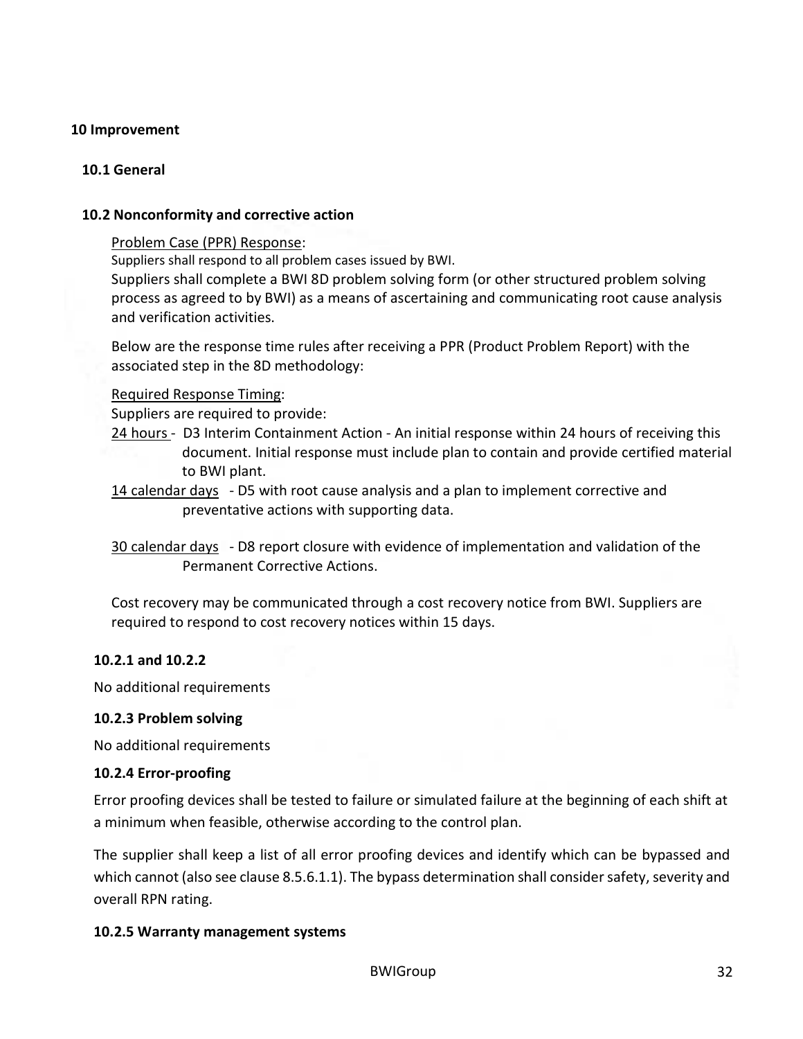# 10 Improvement

## 10.1 General

## 10.2 Nonconformity and corrective action

Problem Case (PPR) Response:

Suppliers shall respond to all problem cases issued by BWI.

Suppliers shall complete a BWI 8D problem solving form (or other structured problem solving process as agreed to by BWI) as a means of ascertaining and communicating root cause analysis and verification activities.

Below are the response time rules after receiving a PPR (Product Problem Report) with the associated step in the 8D methodology:

Required Response Timing:

Suppliers are required to provide:

24 hours - D3 Interim Containment Action - An initial response within 24 hours of receiving this document. Initial response must include plan to contain and provide certified material to BWI plant.

14 calendar days - D5 with root cause analysis and a plan to implement corrective and preventative actions with supporting data.

30 calendar days - D8 report closure with evidence of implementation and validation of the Permanent Corrective Actions.

Cost recovery may be communicated through a cost recovery notice from BWI. Suppliers are required to respond to cost recovery notices within 15 days.

### 10.2.1 and 10.2.2

No additional requirements

### 10.2.3 Problem solving

No additional requirements

### 10.2.4 Error-proofing

Error proofing devices shall be tested to failure or simulated failure at the beginning of each shift at a minimum when feasible, otherwise according to the control plan.

The supplier shall keep a list of all error proofing devices and identify which can be bypassed and which cannot (also see clause 8.5.6.1.1). The bypass determination shall consider safety, severity and overall RPN rating.

### 10.2.5 Warranty management systems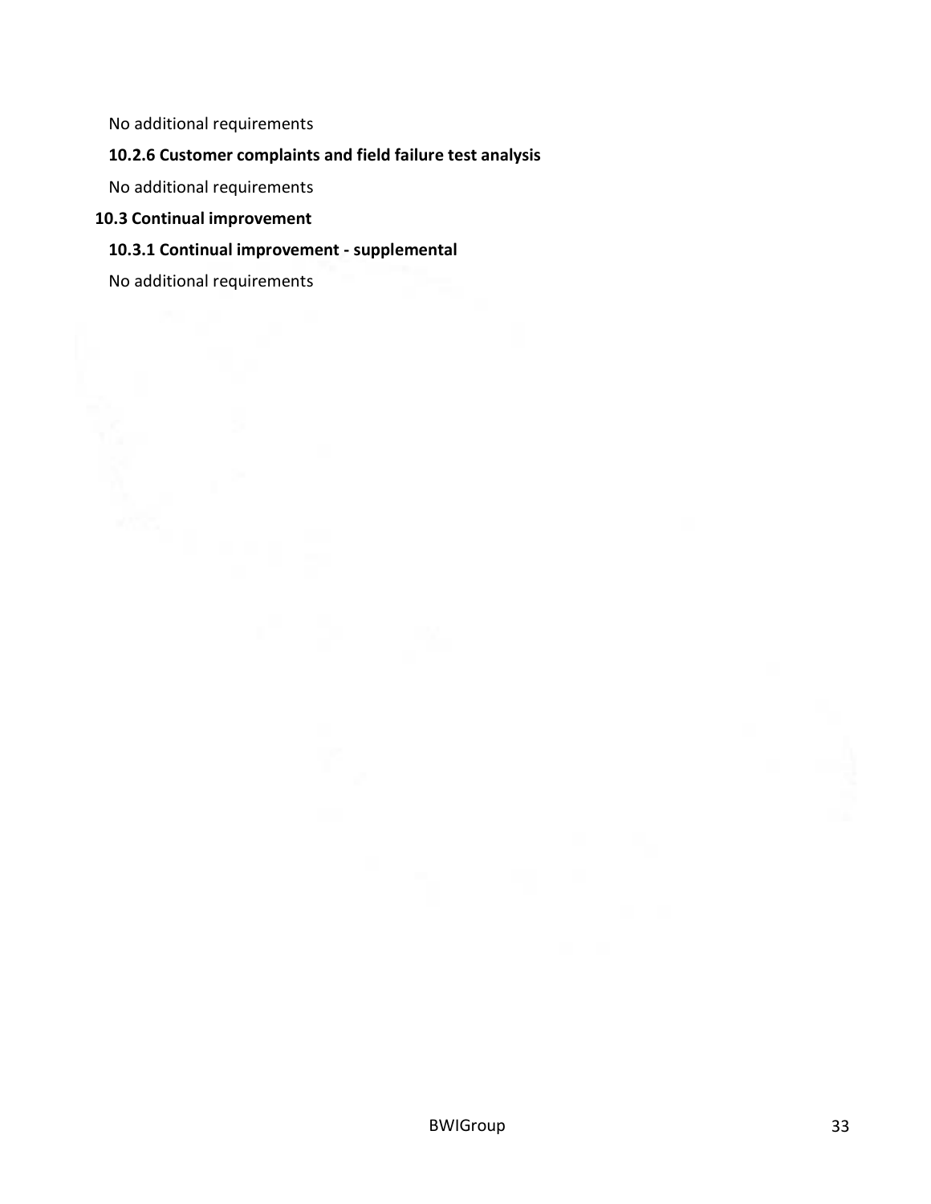No additional requirements

### 10.2.6 Customer complaints and field failure test analysis

No additional requirements

## 10.3 Continual improvement

### 10.3.1 Continual improvement - supplemental

No additional requirements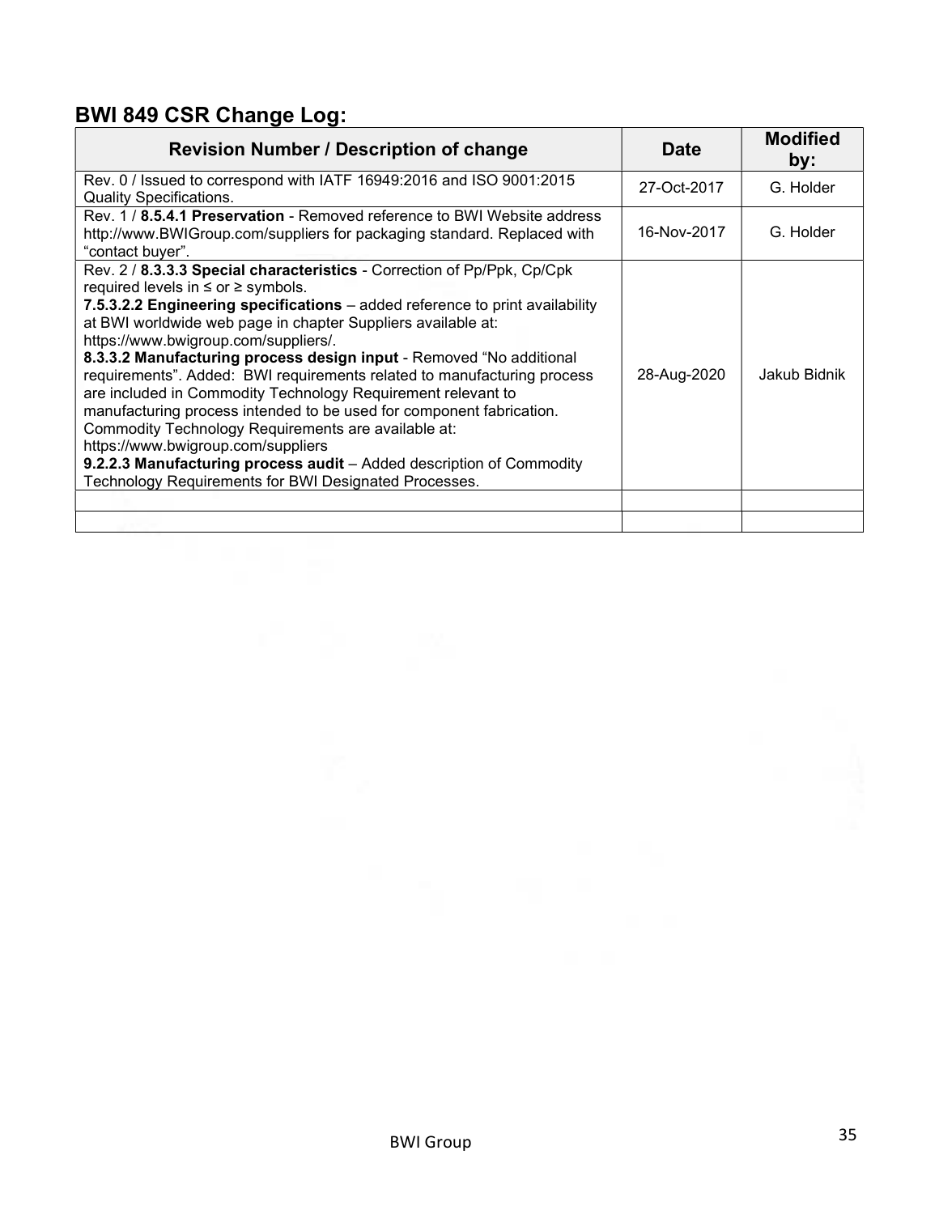## BWI 849 CSR Change Log:

| Revision Number / Description of change | Date | Modified by: |
|---|---|---|
| Rev. 0 / Issued to correspond with IATF 16949:2016 and ISO 9001:2015 Quality Specifications. | 27-Oct-2017 | G. Holder |
| Rev. 1 / **8.5.4.1 Preservation** - Removed reference to BWI Website address http://www.BWIGroup.com/suppliers for packaging standard. Replaced with "contact buyer". | 16-Nov-2017 | G. Holder |
| Rev. 2 / **8.3.3.3 Special characteristics** - Correction of Pp/Ppk, Cp/Cpk required levels in ≤ or ≥ symbols.<br>**7.5.3.2.2 Engineering specifications** – added reference to print availability at BWI worldwide web page in chapter Suppliers available at: https://www.bwigroup.com/suppliers/.<br>**8.3.3.2 Manufacturing process design input** - Removed "No additional requirements". Added: BWI requirements related to manufacturing process are included in Commodity Technology Requirement relevant to manufacturing process intended to be used for component fabrication. Commodity Technology Requirements are available at: https://www.bwigroup.com/suppliers<br>**9.2.2.3 Manufacturing process audit** – Added description of Commodity Technology Requirements for BWI Designated Processes. | 28-Aug-2020 | Jakub Bidnik |
| | | |
| | | |